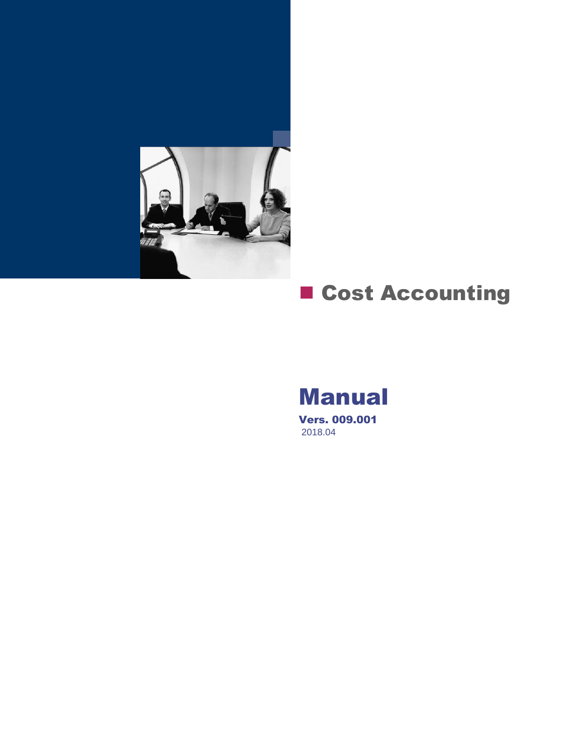# Cost Accounting

## Manual

**Vers. 009.001**
2018.04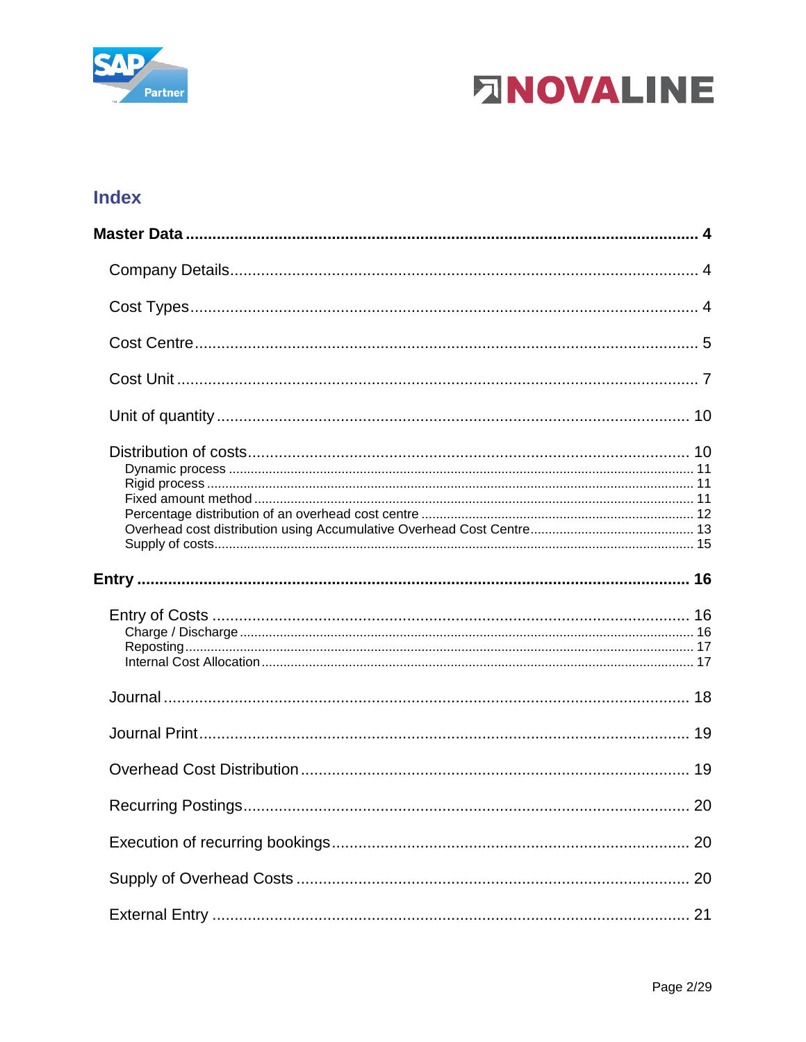## Index

**Master Data** ..... **4**

- Company Details ..... 4
- Cost Types ..... 4
- Cost Centre ..... 5
- Cost Unit ..... 7
- Unit of quantity ..... 10
- Distribution of costs ..... 10
  - Dynamic process ..... 11
  - Rigid process ..... 11
  - Fixed amount method ..... 11
  - Percentage distribution of an overhead cost centre ..... 12
  - Overhead cost distribution using Accumulative Overhead Cost Centre ..... 13
  - Supply of costs ..... 15

**Entry** ..... **16**

- Entry of Costs ..... 16
  - Charge / Discharge ..... 16
  - Reposting ..... 17
  - Internal Cost Allocation ..... 17
- Journal ..... 18
- Journal Print ..... 19
- Overhead Cost Distribution ..... 19
- Recurring Postings ..... 20
- Execution of recurring bookings ..... 20
- Supply of Overhead Costs ..... 20
- External Entry ..... 21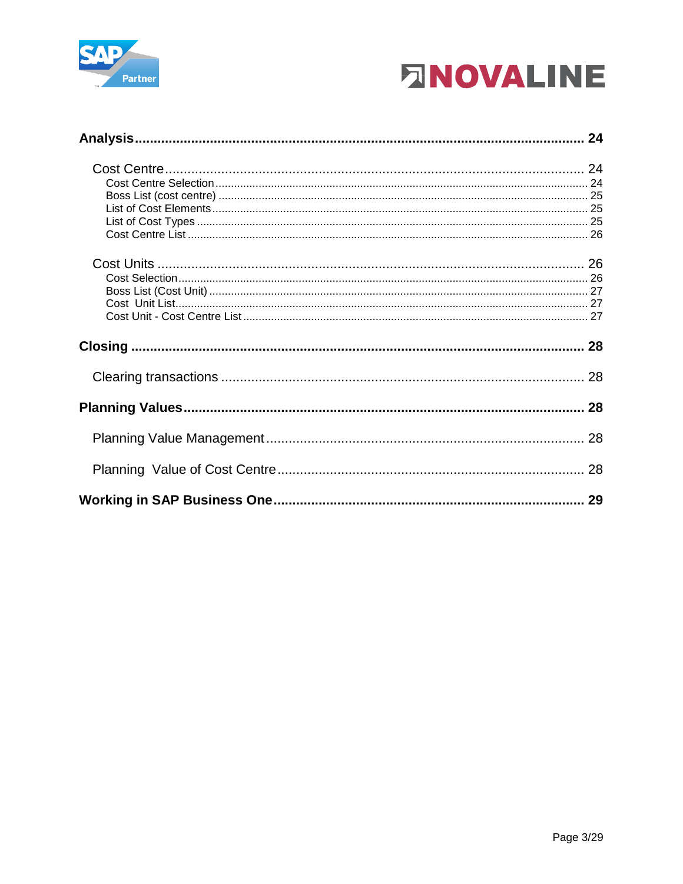**Analysis** ........................................................................................................................ **24**

Cost Centre ........................................................................................................................ 24

Cost Centre Selection ........................................................................................................................ 24

Boss List (cost centre) ........................................................................................................................ 25

List of Cost Elements ........................................................................................................................ 25

List of Cost Types ........................................................................................................................ 25

Cost Centre List ........................................................................................................................ 26

Cost Units ........................................................................................................................ 26

Cost Selection ........................................................................................................................ 26

Boss List (Cost Unit) ........................................................................................................................ 27

Cost  Unit List ........................................................................................................................ 27

Cost Unit - Cost Centre List ........................................................................................................................ 27

**Closing** ........................................................................................................................ **28**

Clearing transactions ........................................................................................................................ 28

**Planning Values** ........................................................................................................................ **28**

Planning Value Management ........................................................................................................................ 28

Planning  Value of Cost Centre ........................................................................................................................ 28

**Working in SAP Business One** ........................................................................................................................ **29**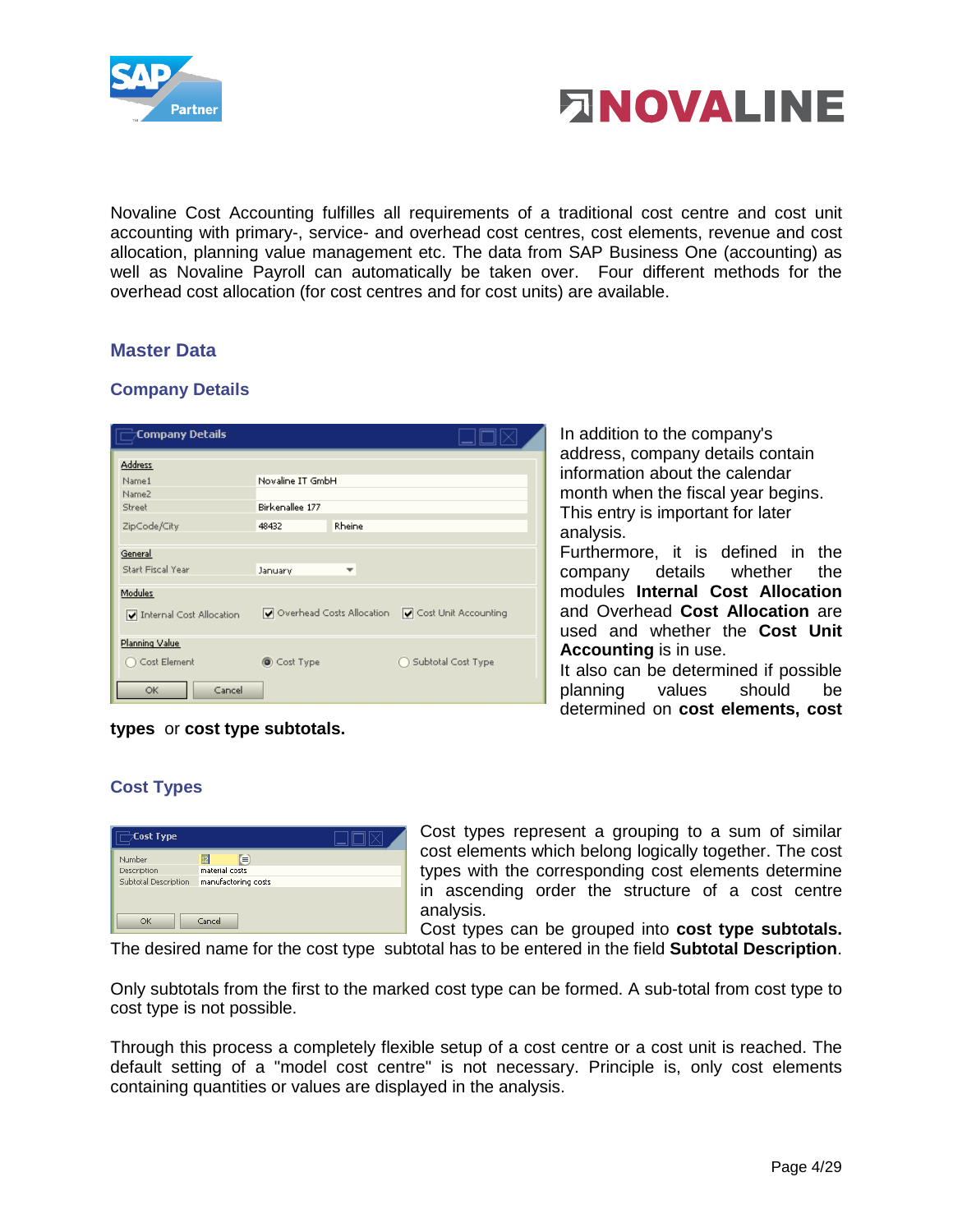Novaline Cost Accounting fulfilles all requirements of a traditional cost centre and cost unit accounting with primary-, service- and overhead cost centres, cost elements, revenue and cost allocation, planning value management etc. The data from SAP Business One (accounting) as well as Novaline Payroll can automatically be taken over. Four different methods for the overhead cost allocation (for cost centres and for cost units) are available.

## Master Data

### Company Details

In addition to the company's address, company details contain information about the calendar month when the fiscal year begins. This entry is important for later analysis.

Furthermore, it is defined in the company details whether the modules **Internal Cost Allocation** and Overhead **Cost Allocation** are used and whether the **Cost Unit Accounting** is in use.

It also can be determined if possible planning values should be determined on **cost elements, cost types** or **cost type subtotals.**

### Cost Types

Cost types represent a grouping to a sum of similar cost elements which belong logically together. The cost types with the corresponding cost elements determine in ascending order the structure of a cost centre analysis.

Cost types can be grouped into **cost type subtotals.** The desired name for the cost type subtotal has to be entered in the field **Subtotal Description**.

Only subtotals from the first to the marked cost type can be formed. A sub-total from cost type to cost type is not possible.

Through this process a completely flexible setup of a cost centre or a cost unit is reached. The default setting of a "model cost centre" is not necessary. Principle is, only cost elements containing quantities or values are displayed in the analysis.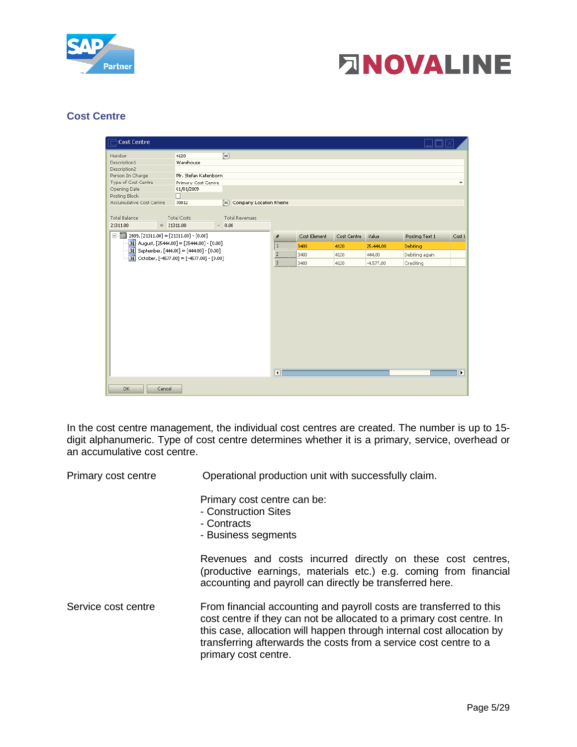## Cost Centre

In the cost centre management, the individual cost centres are created. The number is up to 15-digit alphanumeric. Type of cost centre determines whether it is a primary, service, overhead or an accumulative cost centre.

**Primary cost centre**

Operational production unit with successfully claim.

Primary cost centre can be:
- Construction Sites
- Contracts
- Business segments

Revenues and costs incurred directly on these cost centres, (productive earnings, materials etc.) e.g. coming from financial accounting and payroll can directly be transferred here.

**Service cost centre**

From financial accounting and payroll costs are transferred to this cost centre if they can not be allocated to a primary cost centre. In this case, allocation will happen through internal cost allocation by transferring afterwards the costs from a service cost centre to a primary cost centre.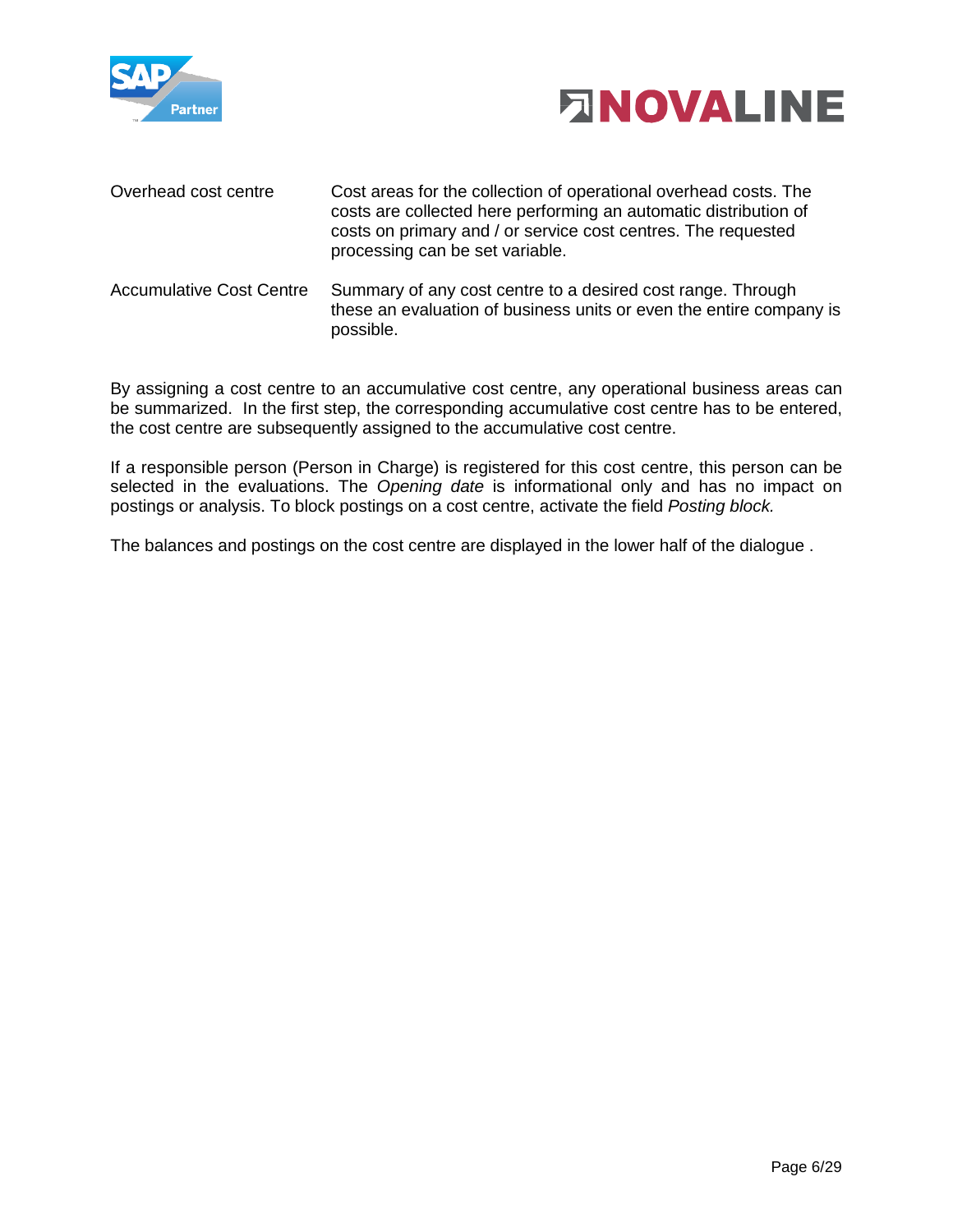| | |
|---|---|
| Overhead cost centre | Cost areas for the collection of operational overhead costs. The costs are collected here performing an automatic distribution of costs on primary and / or service cost centres. The requested processing can be set variable. |
| Accumulative Cost Centre | Summary of any cost centre to a desired cost range. Through these an evaluation of business units or even the entire company is possible. |

By assigning a cost centre to an accumulative cost centre, any operational business areas can be summarized. In the first step, the corresponding accumulative cost centre has to be entered, the cost centre are subsequently assigned to the accumulative cost centre.

If a responsible person (Person in Charge) is registered for this cost centre, this person can be selected in the evaluations. The *Opening date* is informational only and has no impact on postings or analysis. To block postings on a cost centre, activate the field *Posting block.*

The balances and postings on the cost centre are displayed in the lower half of the dialogue .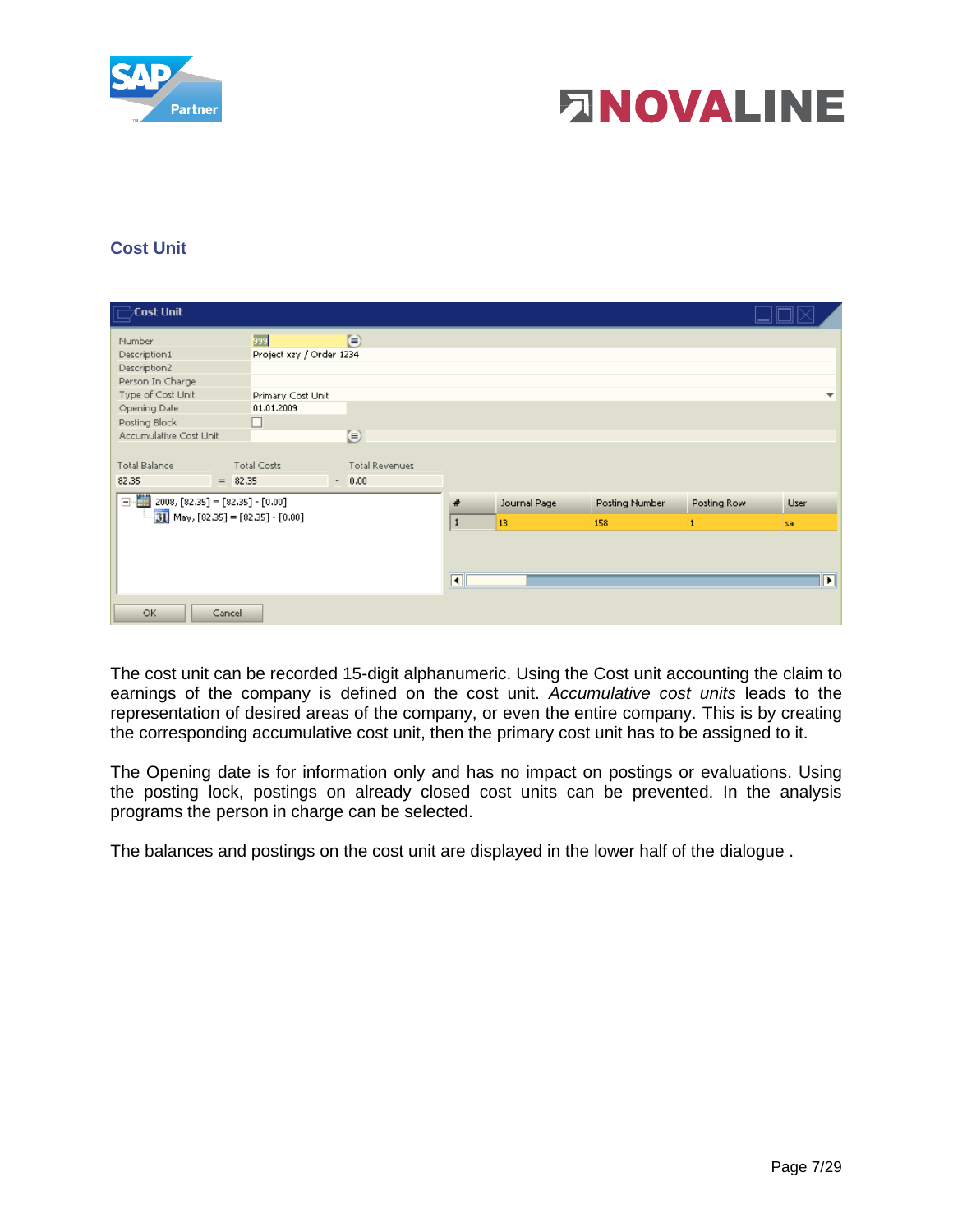## Cost Unit

The cost unit can be recorded 15-digit alphanumeric. Using the Cost unit accounting the claim to earnings of the company is defined on the cost unit. *Accumulative cost units* leads to the representation of desired areas of the company, or even the entire company. This is by creating the corresponding accumulative cost unit, then the primary cost unit has to be assigned to it.

The Opening date is for information only and has no impact on postings or evaluations. Using the posting lock, postings on already closed cost units can be prevented. In the analysis programs the person in charge can be selected.

The balances and postings on the cost unit are displayed in the lower half of the dialogue .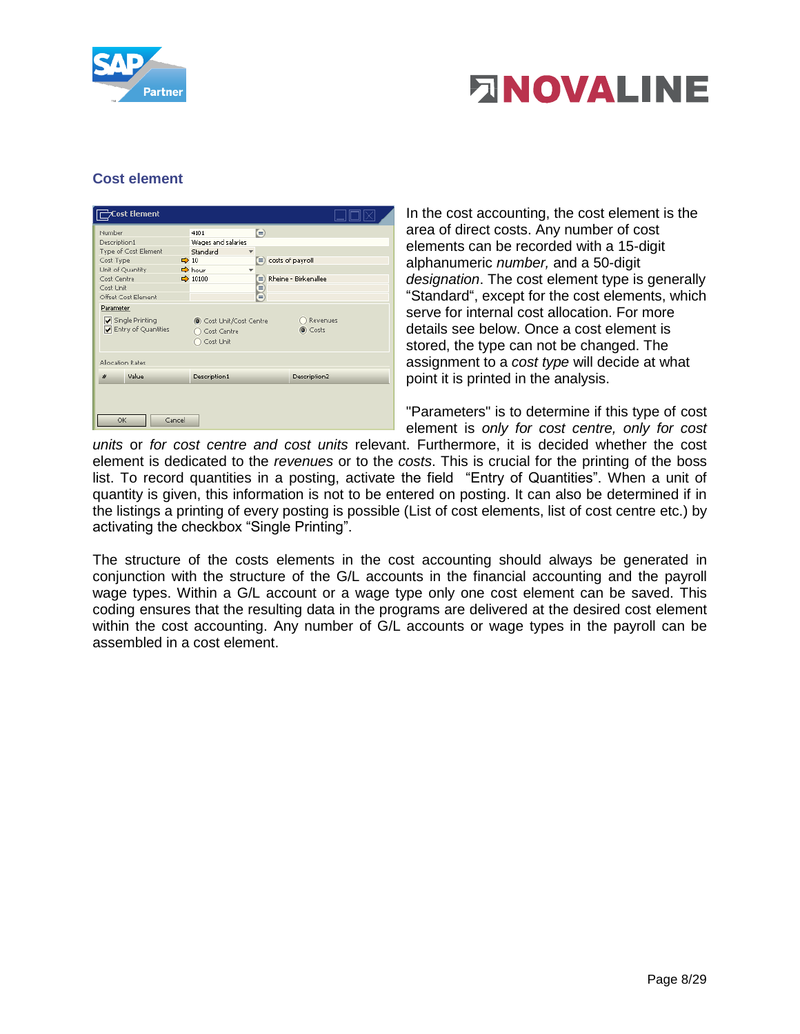## Cost element

In the cost accounting, the cost element is the area of direct costs. Any number of cost elements can be recorded with a 15-digit alphanumeric *number,* and a 50-digit *designation*. The cost element type is generally “Standard“, except for the cost elements, which serve for internal cost allocation. For more details see below. Once a cost element is stored, the type can not be changed. The assignment to a *cost type* will decide at what point it is printed in the analysis.

"Parameters" is to determine if this type of cost element is *only for cost centre, only for cost units* or *for cost centre and cost units* relevant. Furthermore, it is decided whether the cost element is dedicated to the *revenues* or to the *costs*. This is crucial for the printing of the boss list. To record quantities in a posting, activate the field “Entry of Quantities”. When a unit of quantity is given, this information is not to be entered on posting. It can also be determined if in the listings a printing of every posting is possible (List of cost elements, list of cost centre etc.) by activating the checkbox “Single Printing”.

The structure of the costs elements in the cost accounting should always be generated in conjunction with the structure of the G/L accounts in the financial accounting and the payroll wage types. Within a G/L account or a wage type only one cost element can be saved. This coding ensures that the resulting data in the programs are delivered at the desired cost element within the cost accounting. Any number of G/L accounts or wage types in the payroll can be assembled in a cost element.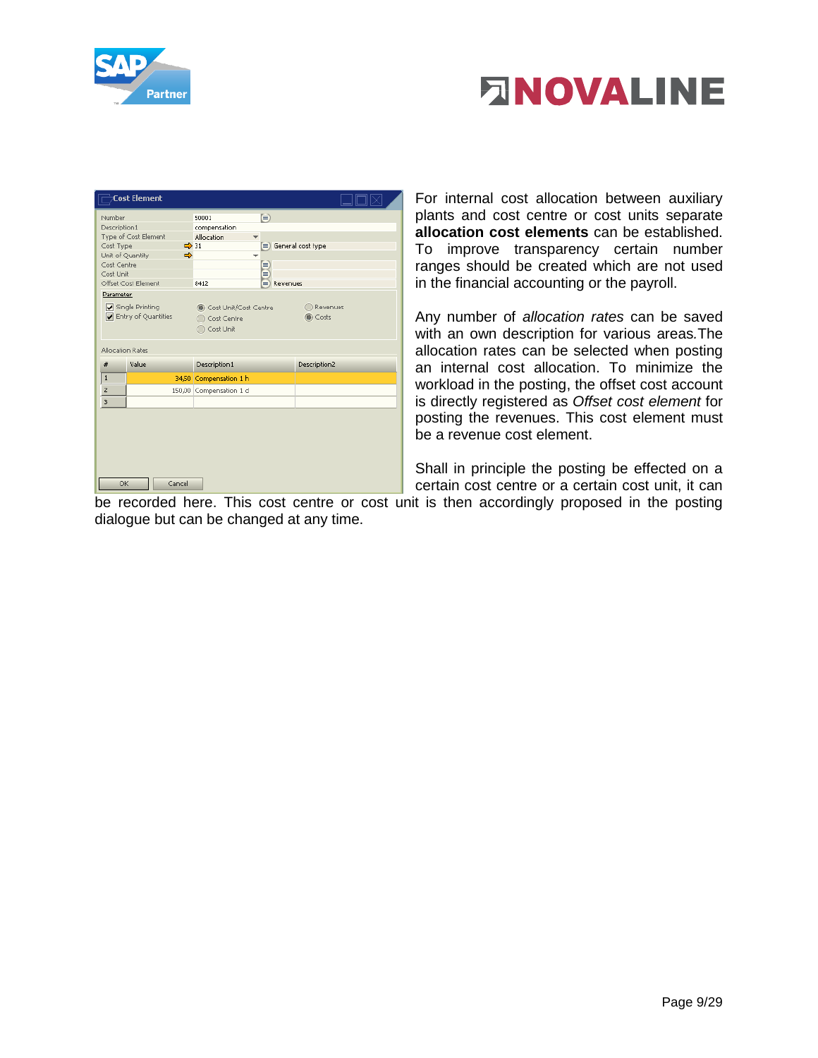For internal cost allocation between auxiliary plants and cost centre or cost units separate **allocation cost elements** can be established. To improve transparency certain number ranges should be created which are not used in the financial accounting or the payroll.

Any number of *allocation rates* can be saved with an own description for various areas.The allocation rates can be selected when posting an internal cost allocation. To minimize the workload in the posting, the offset cost account is directly registered as *Offset cost element* for posting the revenues. This cost element must be a revenue cost element.

Shall in principle the posting be effected on a certain cost centre or a certain cost unit, it can be recorded here. This cost centre or cost unit is then accordingly proposed in the posting dialogue but can be changed at any time.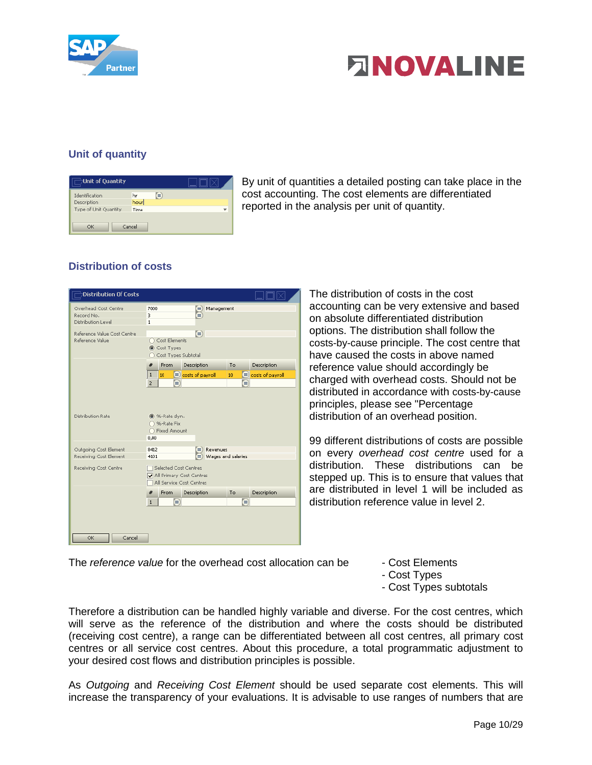## Unit of quantity

By unit of quantities a detailed posting can take place in the cost accounting. The cost elements are differentiated reported in the analysis per unit of quantity.

## Distribution of costs

The distribution of costs in the cost accounting can be very extensive and based on absolute differentiated distribution options. The distribution shall follow the costs-by-cause principle. The cost centre that have caused the costs in above named reference value should accordingly be charged with overhead costs. Should not be distributed in accordance with costs-by-cause principles, please see "Percentage distribution of an overhead position.

99 different distributions of costs are possible on every *overhead cost centre* used for a distribution. These distributions can be stepped up. This is to ensure that values that are distributed in level 1 will be included as distribution reference value in level 2.

The *reference value* for the overhead cost allocation can be

- Cost Elements
- Cost Types
- Cost Types subtotals

Therefore a distribution can be handled highly variable and diverse. For the cost centres, which will serve as the reference of the distribution and where the costs should be distributed (receiving cost centre), a range can be differentiated between all cost centres, all primary cost centres or all service cost centres. About this procedure, a total programmatic adjustment to your desired cost flows and distribution principles is possible.

As *Outgoing* and *Receiving Cost Element* should be used separate cost elements. This will increase the transparency of your evaluations. It is advisable to use ranges of numbers that are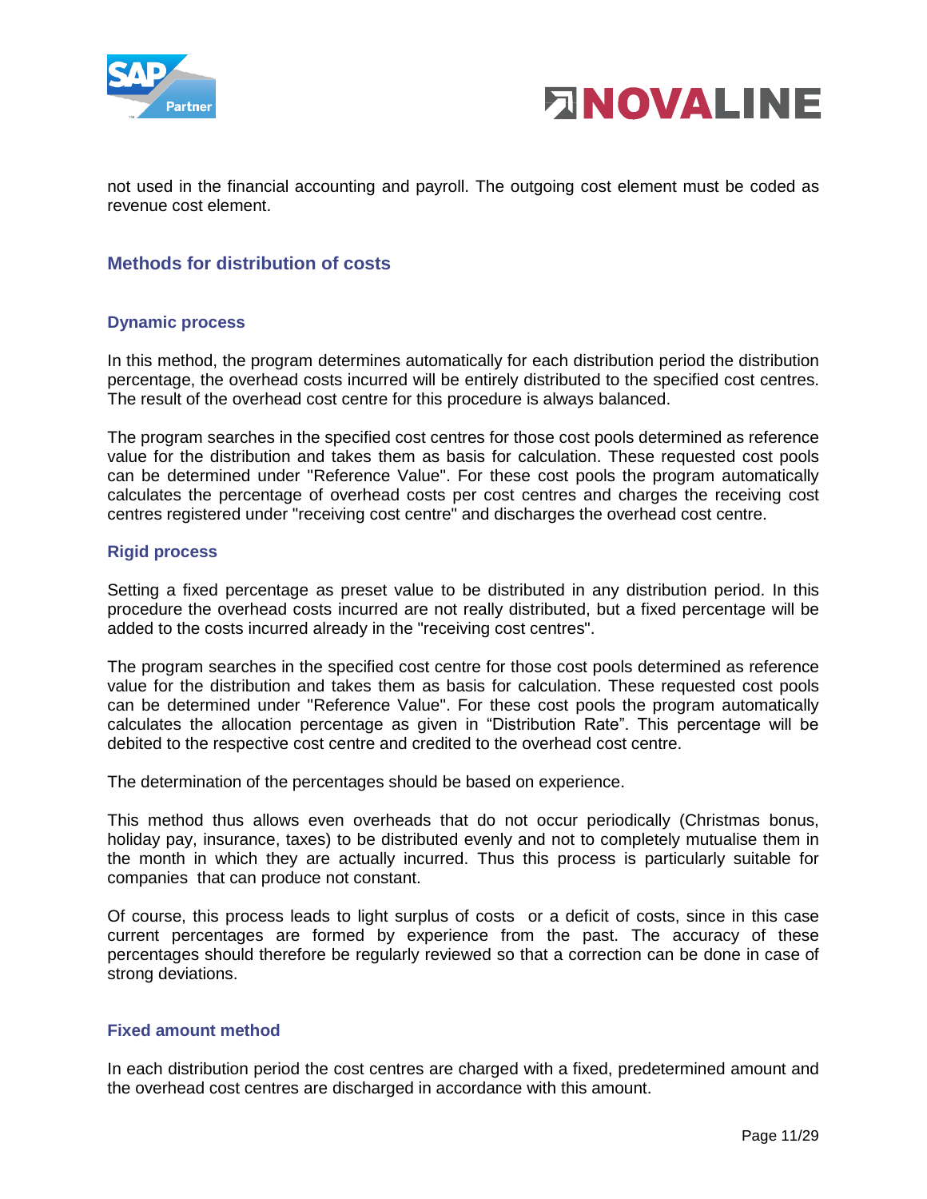not used in the financial accounting and payroll. The outgoing cost element must be coded as revenue cost element.

## Methods for distribution of costs

### Dynamic process

In this method, the program determines automatically for each distribution period the distribution percentage, the overhead costs incurred will be entirely distributed to the specified cost centres. The result of the overhead cost centre for this procedure is always balanced.

The program searches in the specified cost centres for those cost pools determined as reference value for the distribution and takes them as basis for calculation. These requested cost pools can be determined under "Reference Value". For these cost pools the program automatically calculates the percentage of overhead costs per cost centres and charges the receiving cost centres registered under "receiving cost centre" and discharges the overhead cost centre.

### Rigid process

Setting a fixed percentage as preset value to be distributed in any distribution period. In this procedure the overhead costs incurred are not really distributed, but a fixed percentage will be added to the costs incurred already in the "receiving cost centres".

The program searches in the specified cost centre for those cost pools determined as reference value for the distribution and takes them as basis for calculation. These requested cost pools can be determined under "Reference Value". For these cost pools the program automatically calculates the allocation percentage as given in "Distribution Rate". This percentage will be debited to the respective cost centre and credited to the overhead cost centre.

The determination of the percentages should be based on experience.

This method thus allows even overheads that do not occur periodically (Christmas bonus, holiday pay, insurance, taxes) to be distributed evenly and not to completely mutualise them in the month in which they are actually incurred. Thus this process is particularly suitable for companies that can produce not constant.

Of course, this process leads to light surplus of costs or a deficit of costs, since in this case current percentages are formed by experience from the past. The accuracy of these percentages should therefore be regularly reviewed so that a correction can be done in case of strong deviations.

### Fixed amount method

In each distribution period the cost centres are charged with a fixed, predetermined amount and the overhead cost centres are discharged in accordance with this amount.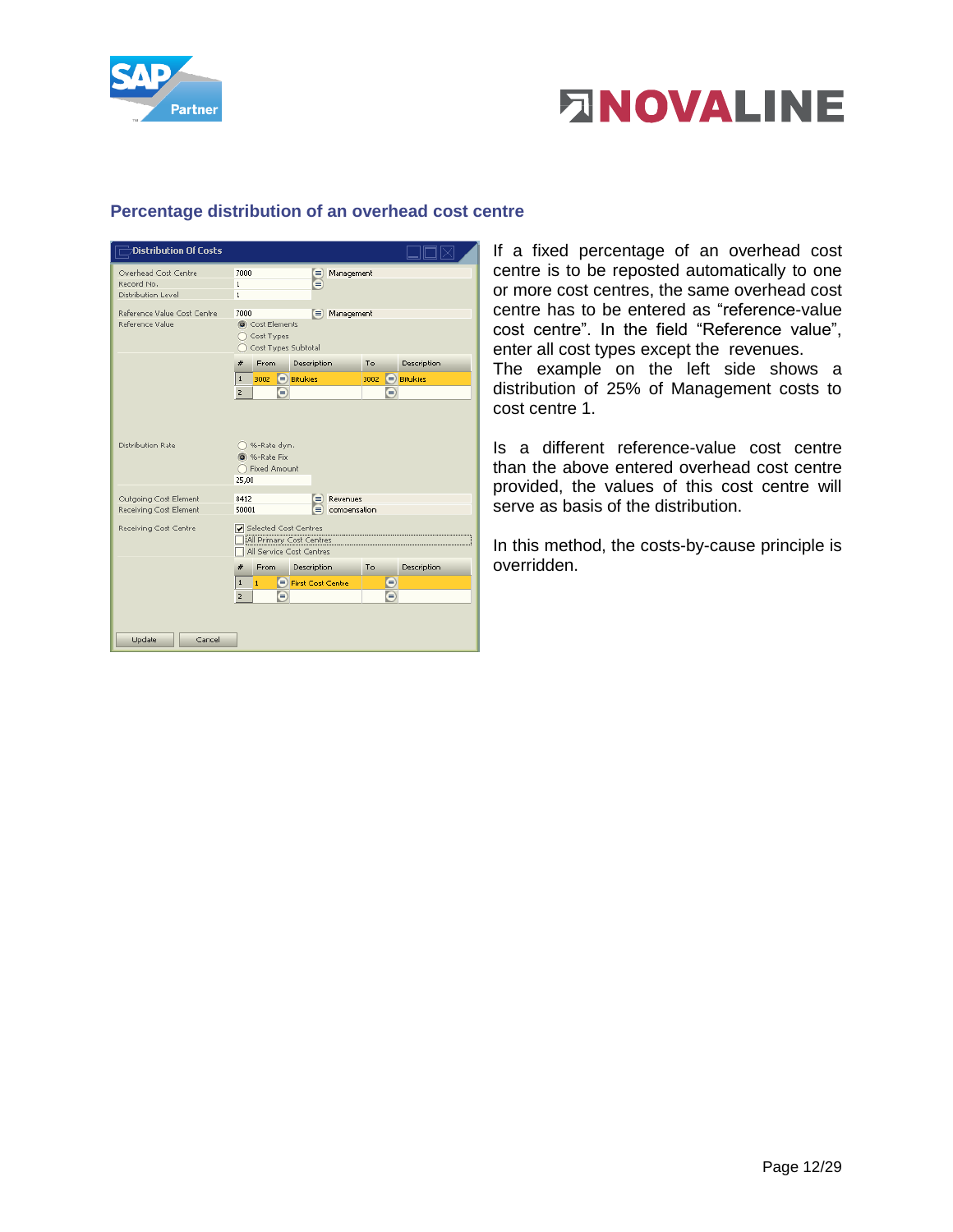## Percentage distribution of an overhead cost centre

| Distribution Of Costs | | |
|---|---|---|
| Overhead Cost Centre | 7000 | Management |
| Record No. | 1 | |
| Distribution Level | 1 | |
| Reference Value Cost Centre | 7000 | Management |
| Reference Value | (•) Cost Elements ( ) Cost Types ( ) Cost Types Subtotal | |

| # | From | Description | To | Description |
|---|---|---|---|---|
| 1 | 3002 | Bitukies | 3002 | Bitukies |
| 2 | | | | |

| | | |
|---|---|---|
| Distribution Rate | ( ) %-Rate dyn. (•) %-Rate Fix ( ) Fixed Amount | |
| | 25,00 | |
| Outgoing Cost Element | 8412 | Revenues |
| Receiving Cost Element | 50001 | compensation |
| Receiving Cost Centre | [x] Selected Cost Centres [ ] All Primary Cost Centres [ ] All Service Cost Centres | |

| # | From | Description | To | Description |
|---|---|---|---|---|
| 1 | 1 | First Cost Centre | | |
| 2 | | | | |

Update | Cancel

If a fixed percentage of an overhead cost centre is to be reposted automatically to one or more cost centres, the same overhead cost centre has to be entered as “reference-value cost centre”. In the field “Reference value”, enter all cost types except the revenues.
The example on the left side shows a distribution of 25% of Management costs to cost centre 1.

Is a different reference-value cost centre than the above entered overhead cost centre provided, the values of this cost centre will serve as basis of the distribution.

In this method, the costs-by-cause principle is overridden.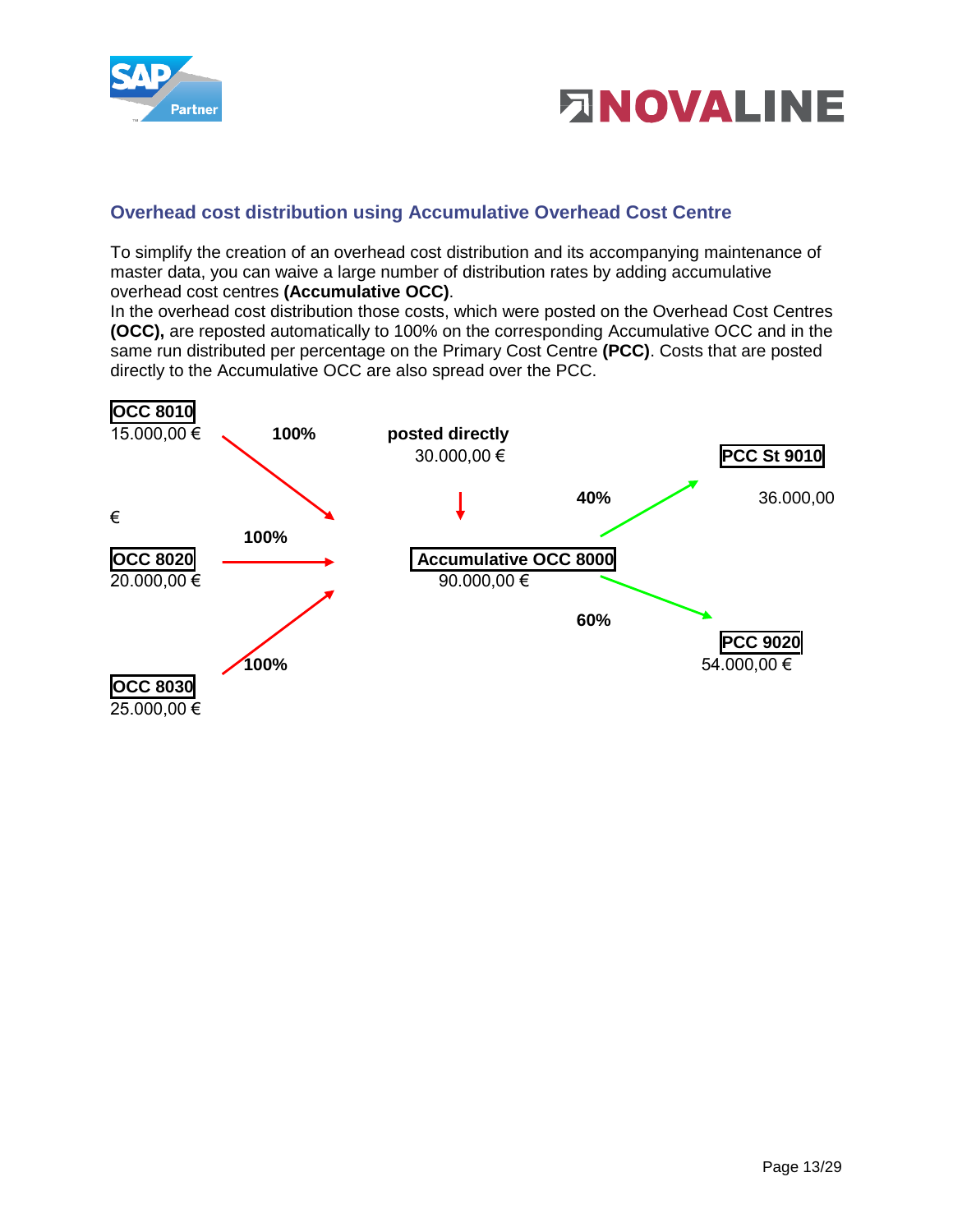## Overhead cost distribution using Accumulative Overhead Cost Centre

To simplify the creation of an overhead cost distribution and its accompanying maintenance of master data, you can waive a large number of distribution rates by adding accumulative overhead cost centres **(Accumulative OCC)**.
In the overhead cost distribution those costs, which were posted on the Overhead Cost Centres **(OCC),** are reposted automatically to 100% on the corresponding Accumulative OCC and in the same run distributed per percentage on the Primary Cost Centre **(PCC)**. Costs that are posted directly to the Accumulative OCC are also spread over the PCC.

**OCC 8010**
15.000,00 €

**100%**

**posted directly**
30.000,00 €

**PCC St 9010**

**40%**

36.000,00

€

**100%**

**OCC 8020**
20.000,00 €

**Accumulative OCC 8000**
90.000,00 €

**60%**

**PCC 9020**
54.000,00 €

**100%**

**OCC 8030**
25.000,00 €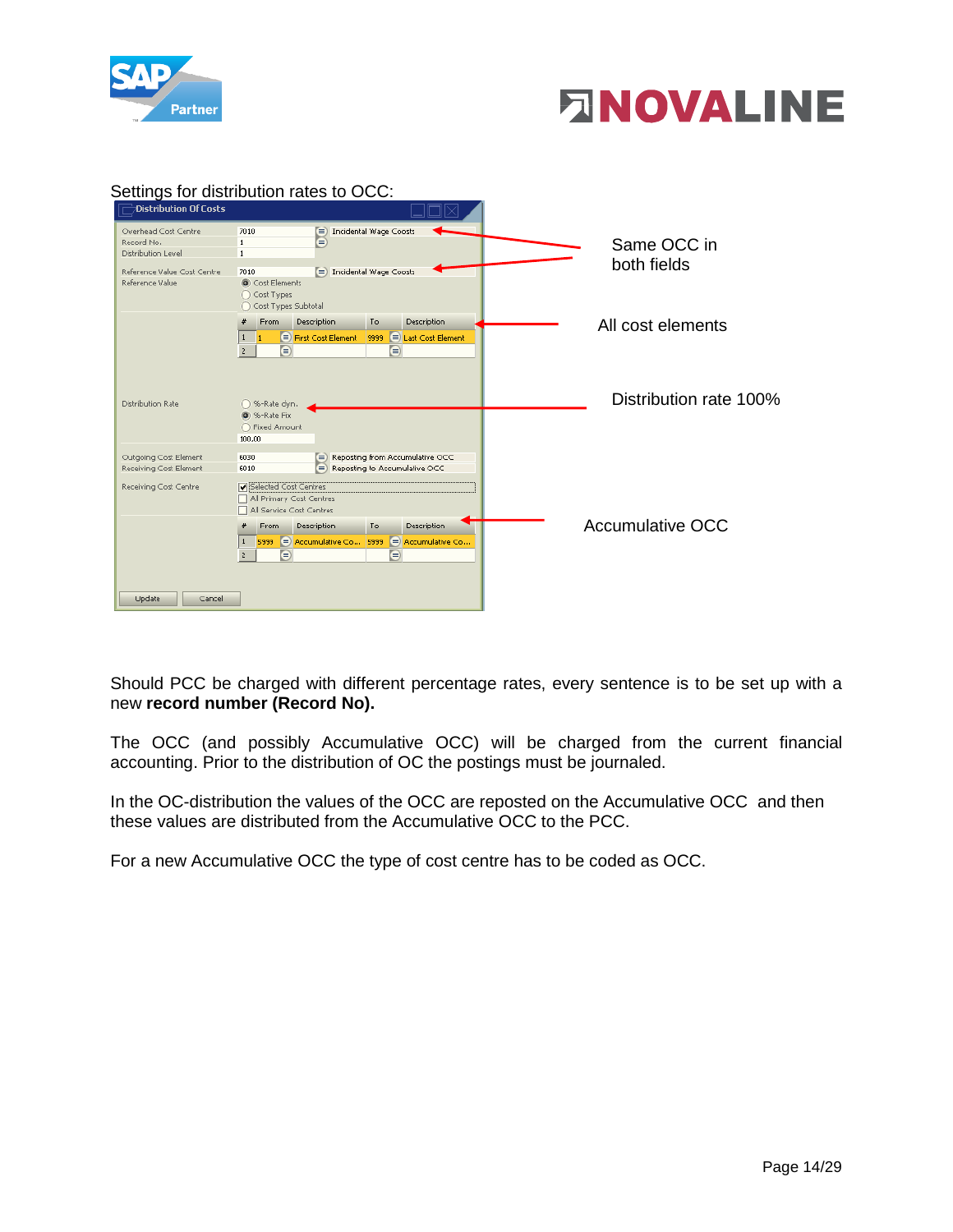Settings for distribution rates to OCC:

Should PCC be charged with different percentage rates, every sentence is to be set up with a new **record number (Record No).**

The OCC (and possibly Accumulative OCC) will be charged from the current financial accounting. Prior to the distribution of OC the postings must be journaled.

In the OC-distribution the values of the OCC are reposted on the Accumulative OCC and then these values are distributed from the Accumulative OCC to the PCC.

For a new Accumulative OCC the type of cost centre has to be coded as OCC.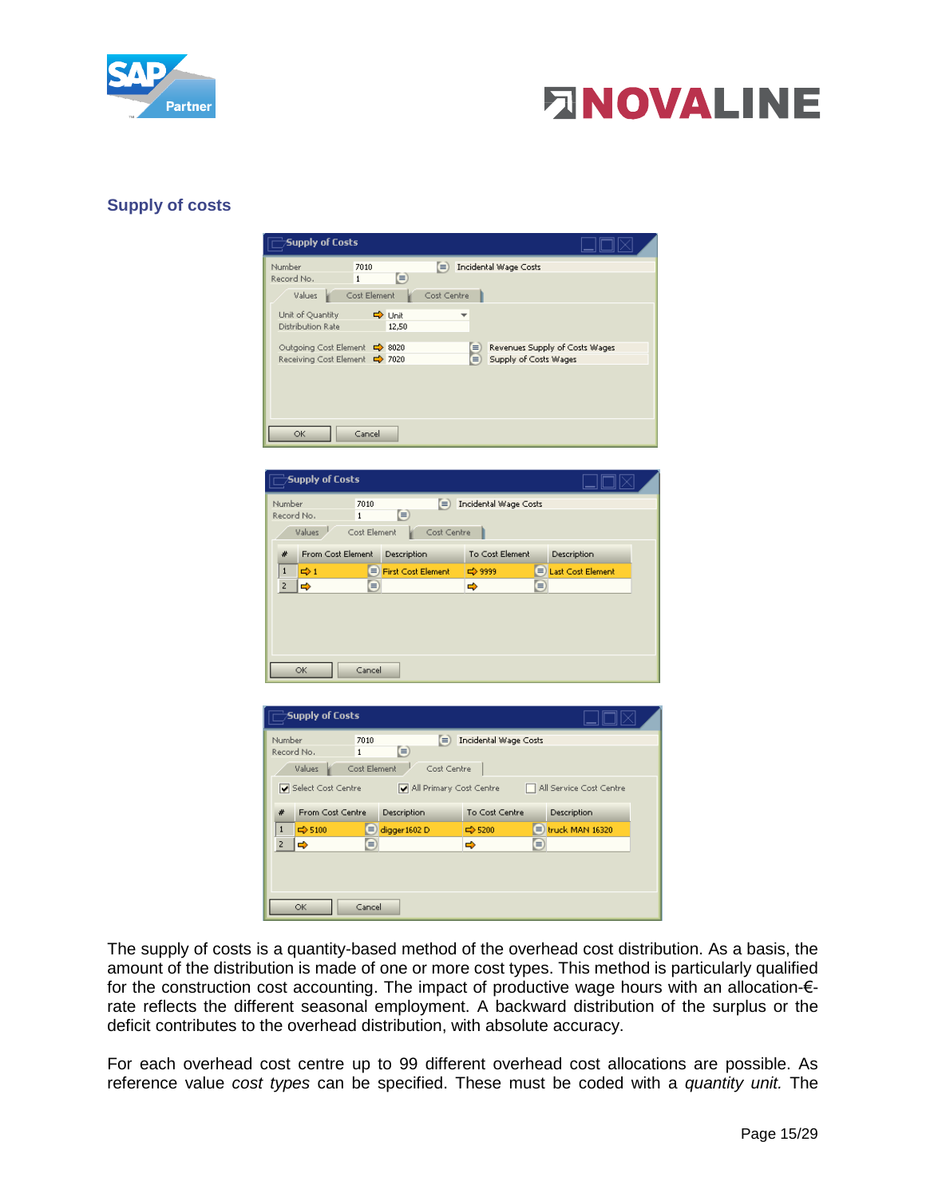## Supply of costs

The supply of costs is a quantity-based method of the overhead cost distribution. As a basis, the amount of the distribution is made of one or more cost types. This method is particularly qualified for the construction cost accounting. The impact of productive wage hours with an allocation-€-rate reflects the different seasonal employment. A backward distribution of the surplus or the deficit contributes to the overhead distribution, with absolute accuracy.

For each overhead cost centre up to 99 different overhead cost allocations are possible. As reference value *cost types* can be specified. These must be coded with a *quantity unit.* The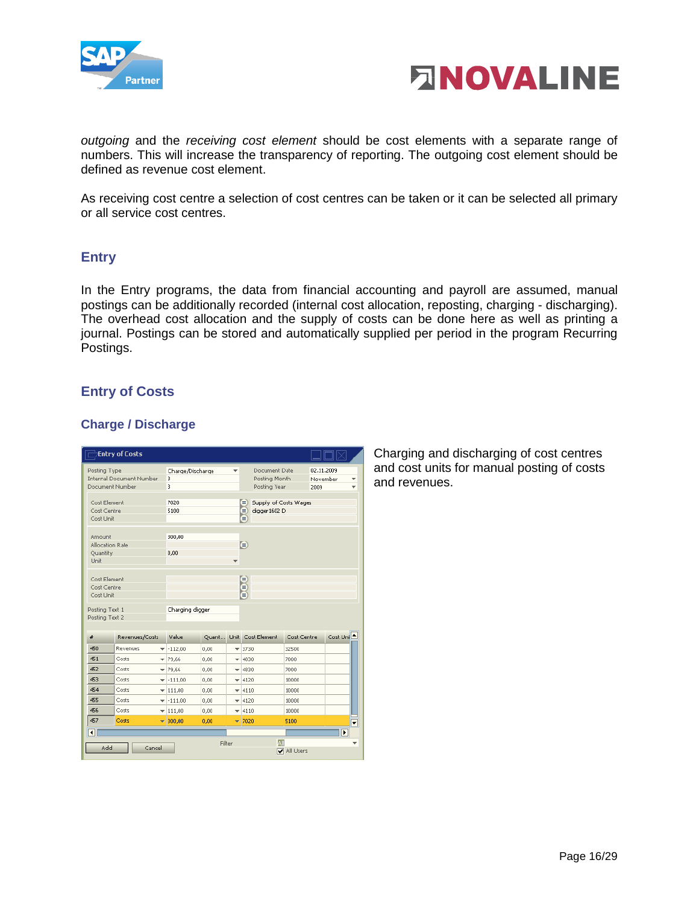*outgoing* and the *receiving cost element* should be cost elements with a separate range of numbers. This will increase the transparency of reporting. The outgoing cost element should be defined as revenue cost element.

As receiving cost centre a selection of cost centres can be taken or it can be selected all primary or all service cost centres.

## Entry

In the Entry programs, the data from financial accounting and payroll are assumed, manual postings can be additionally recorded (internal cost allocation, reposting, charging - discharging). The overhead cost allocation and the supply of costs can be done here as well as printing a journal. Postings can be stored and automatically supplied per period in the program Recurring Postings.

## Entry of Costs

### Charge / Discharge

Charging and discharging of cost centres and cost units for manual posting of costs and revenues.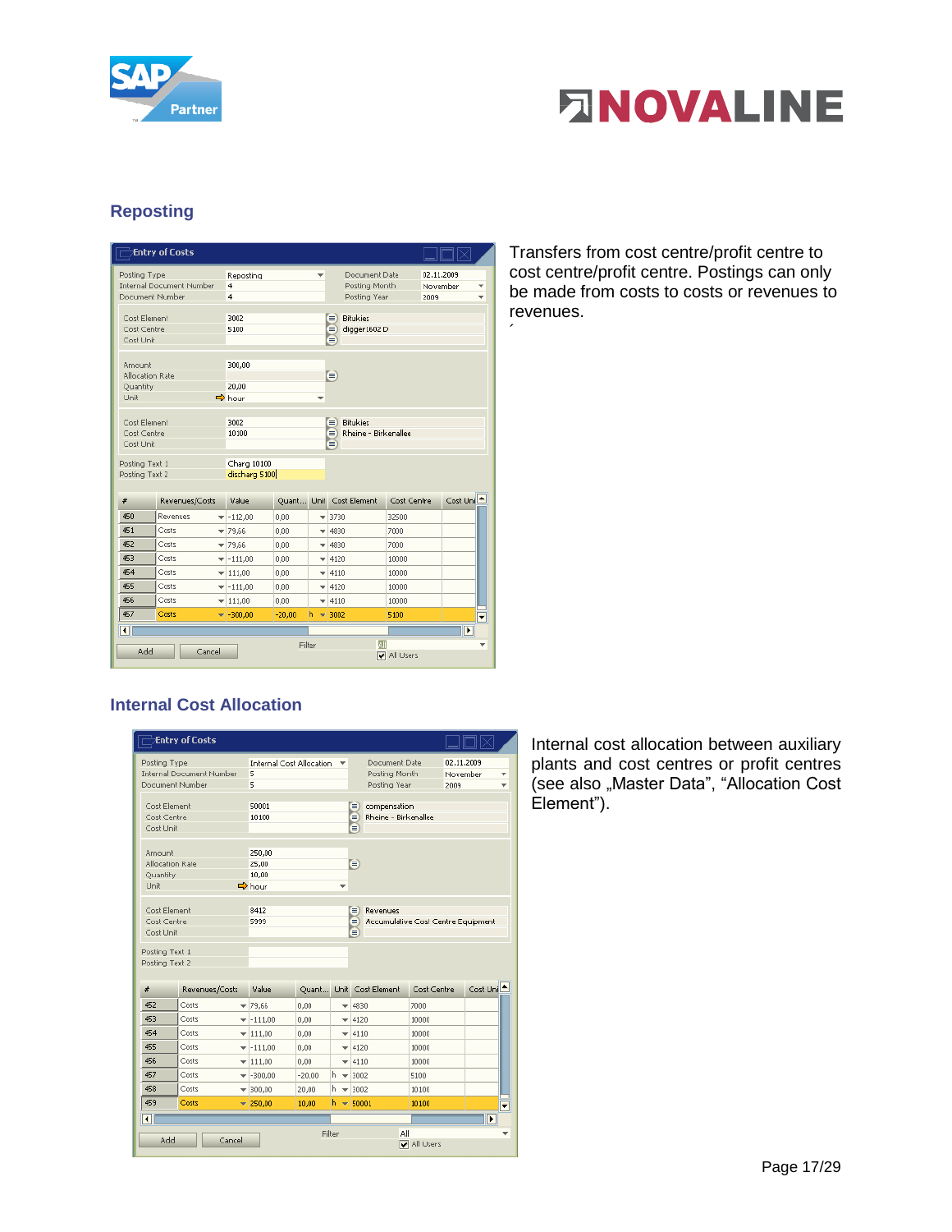## Reposting

Transfers from cost centre/profit centre to cost centre/profit centre. Postings can only be made from costs to costs or revenues to revenues.

## Internal Cost Allocation

Internal cost allocation between auxiliary plants and cost centres or profit centres (see also „Master Data", "Allocation Cost Element").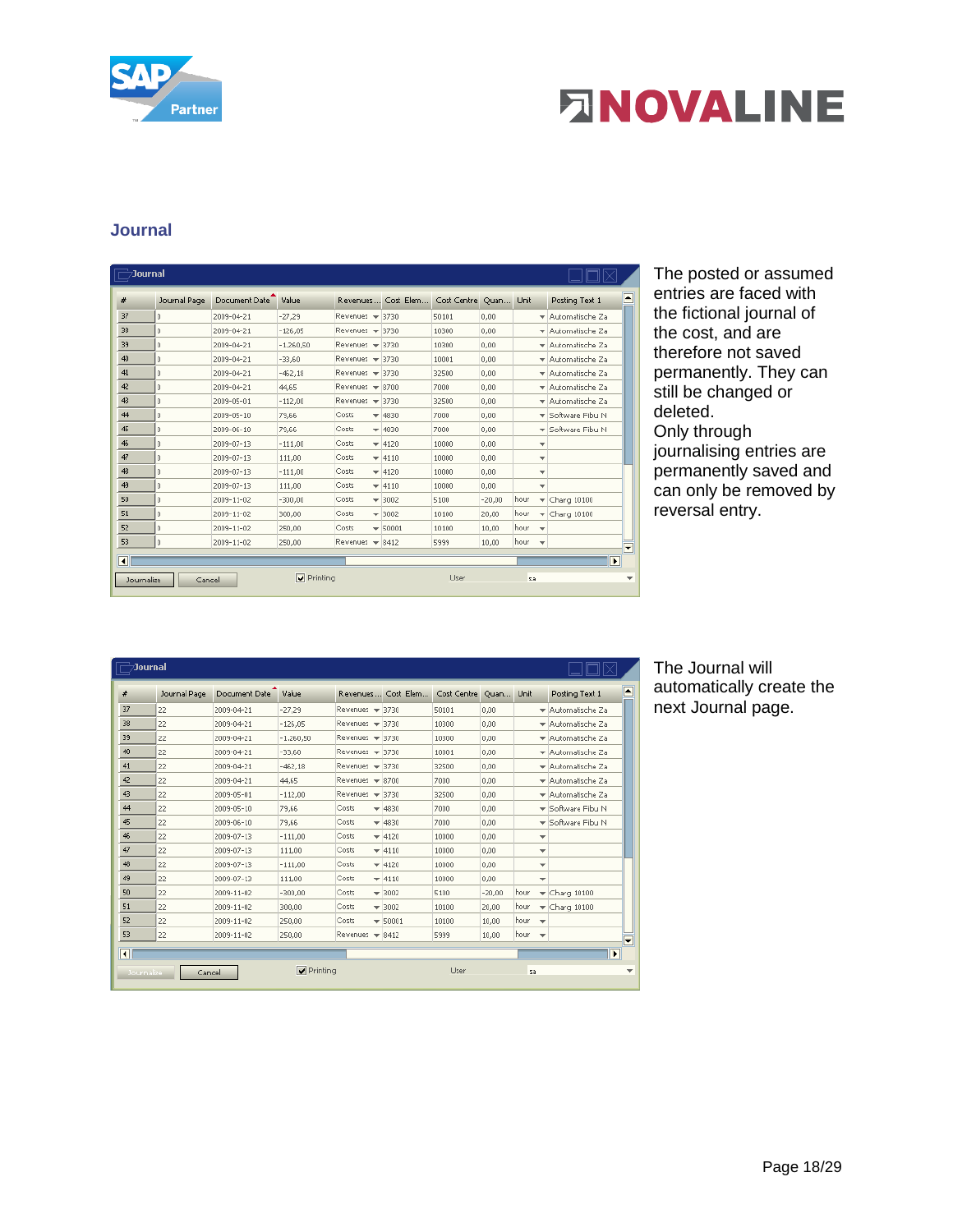## Journal

| # | Journal Page | Document Date | Value | Revenues ... | Cost Elem... | Cost Centre | Quan... | Unit | Posting Text 1 |
|---|---|---|---|---|---|---|---|---|---|
| 37 | 0 | 2009-04-21 | -27,29 | Revenues | 3730 | 50101 | 0,00 | | Automatische Za |
| 38 | 0 | 2009-04-21 | -126,05 | Revenues | 3730 | 10300 | 0,00 | | Automatische Za |
| 39 | 0 | 2009-04-21 | -1.260,50 | Revenues | 3730 | 10300 | 0,00 | | Automatische Za |
| 40 | 0 | 2009-04-21 | -33,60 | Revenues | 3730 | 10001 | 0,00 | | Automatische Za |
| 41 | 0 | 2009-04-21 | -462,18 | Revenues | 3730 | 32500 | 0,00 | | Automatische Za |
| 42 | 0 | 2009-04-21 | 44,65 | Revenues | 8700 | 7000 | 0,00 | | Automatische Za |
| 43 | 0 | 2009-05-01 | -112,00 | Revenues | 3730 | 32500 | 0,00 | | Automatische Za |
| 44 | 0 | 2009-05-10 | 79,66 | Costs | 4830 | 7000 | 0,00 | | Software Fibu N |
| 45 | 0 | 2009-06-10 | 79,66 | Costs | 4830 | 7000 | 0,00 | | Software Fibu N |
| 46 | 0 | 2009-07-13 | -111,00 | Costs | 4120 | 10000 | 0,00 | | |
| 47 | 0 | 2009-07-13 | 111,00 | Costs | 4110 | 10000 | 0,00 | | |
| 48 | 0 | 2009-07-13 | -111,00 | Costs | 4120 | 10000 | 0,00 | | |
| 49 | 0 | 2009-07-13 | 111,00 | Costs | 4110 | 10000 | 0,00 | | |
| 50 | 0 | 2009-11-02 | -300,00 | Costs | 3002 | 5100 | -20,00 | hour | Charg 10100 |
| 51 | 0 | 2009-11-02 | 300,00 | Costs | 3002 | 10100 | 20,00 | hour | Charg 10100 |
| 52 | 0 | 2009-11-02 | 250,00 | Costs | 50001 | 10100 | 10,00 | hour | |
| 53 | 0 | 2009-11-02 | 250,00 | Revenues | 8412 | 5999 | 10,00 | hour | |

Journalize | Cancel | Printing | User: sa

The posted or assumed entries are faced with the fictional journal of the cost, and are therefore not saved permanently. They can still be changed or deleted.
Only through journalising entries are permanently saved and can only be removed by reversal entry.

| # | Journal Page | Document Date | Value | Revenues ... | Cost Elem... | Cost Centre | Quan... | Unit | Posting Text 1 |
|---|---|---|---|---|---|---|---|---|---|
| 37 | 22 | 2009-04-21 | -27,29 | Revenues | 3730 | 50101 | 0,00 | | Automatische Za |
| 38 | 22 | 2009-04-21 | -126,05 | Revenues | 3730 | 10300 | 0,00 | | Automatische Za |
| 39 | 22 | 2009-04-21 | -1.260,50 | Revenues | 3730 | 10300 | 0,00 | | Automatische Za |
| 40 | 22 | 2009-04-21 | -33,60 | Revenues | 3730 | 10001 | 0,00 | | Automatische Za |
| 41 | 22 | 2009-04-21 | -462,18 | Revenues | 3730 | 32500 | 0,00 | | Automatische Za |
| 42 | 22 | 2009-04-21 | 44,65 | Revenues | 8700 | 7000 | 0,00 | | Automatische Za |
| 43 | 22 | 2009-05-01 | -112,00 | Revenues | 3730 | 32500 | 0,00 | | Automatische Za |
| 44 | 22 | 2009-05-10 | 79,66 | Costs | 4830 | 7000 | 0,00 | | Software Fibu N |
| 45 | 22 | 2009-06-10 | 79,66 | Costs | 4830 | 7000 | 0,00 | | Software Fibu N |
| 46 | 22 | 2009-07-13 | -111,00 | Costs | 4120 | 10000 | 0,00 | | |
| 47 | 22 | 2009-07-13 | 111,00 | Costs | 4110 | 10000 | 0,00 | | |
| 48 | 22 | 2009-07-13 | -111,00 | Costs | 4120 | 10000 | 0,00 | | |
| 49 | 22 | 2009-07-13 | 111,00 | Costs | 4110 | 10000 | 0,00 | | |
| 50 | 22 | 2009-11-02 | -300,00 | Costs | 3002 | 5100 | -20,00 | hour | Charg 10100 |
| 51 | 22 | 2009-11-02 | 300,00 | Costs | 3002 | 10100 | 20,00 | hour | Charg 10100 |
| 52 | 22 | 2009-11-02 | 250,00 | Costs | 50001 | 10100 | 10,00 | hour | |
| 53 | 22 | 2009-11-02 | 250,00 | Revenues | 8412 | 5999 | 10,00 | hour | |

Journalize | Cancel | Printing | User: sa

The Journal will automatically create the next Journal page.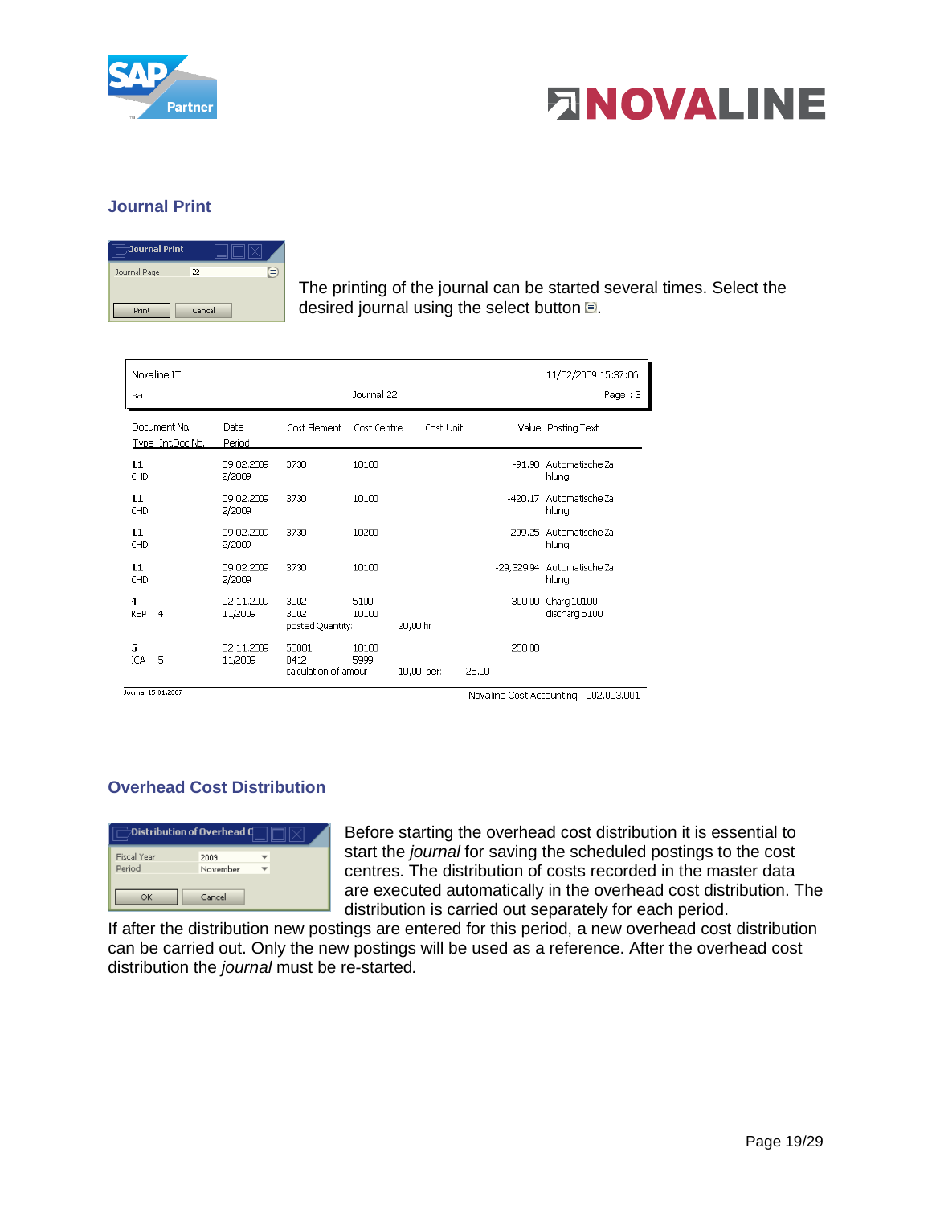## Journal Print

| Journal Print | |
|---|---|
| Journal Page | 22 |
| Print | Cancel |

The printing of the journal can be started several times. Select the desired journal using the select button.

Novaline IT — 11/02/2009 15:37:06
sa — Journal 22 — Page : 3

| Document No. Type Int.Doc.No. | Date Period | Cost Element | Cost Centre | Cost Unit | Value | Posting Text |
|---|---|---|---|---|---|---|
| 11 CHD | 09.02.2009 2/2009 | 3730 | 10100 | | -91.90 | Automatische Zahlung |
| 11 CHD | 09.02.2009 2/2009 | 3730 | 10100 | | -420.17 | Automatische Zahlung |
| 11 CHD | 09.02.2009 2/2009 | 3730 | 10200 | | -209.25 | Automatische Zahlung |
| 11 CHD | 09.02.2009 2/2009 | 3730 | 10100 | | -29,329.94 | Automatische Zahlung |
| 4 REP 4 | 02.11.2009 11/2009 | 3002 3002 posted Quantity: | 5100 10100 | 20,00 hr | 300.00 | Charg 10100 discharg 5100 |
| 5 ICA 5 | 02.11.2009 11/2009 | 50001 8412 calculation of amour | 10100 5999 | 10,00 per: 25.00 | 250.00 | |

Journal 15.01.2007 — Novaline Cost Accounting : 002.003.001

## Overhead Cost Distribution

| Distribution of Overhead C... | |
|---|---|
| Fiscal Year | 2009 |
| Period | November |
| OK | Cancel |

Before starting the overhead cost distribution it is essential to start the *journal* for saving the scheduled postings to the cost centres. The distribution of costs recorded in the master data are executed automatically in the overhead cost distribution. The distribution is carried out separately for each period.

If after the distribution new postings are entered for this period, a new overhead cost distribution can be carried out. Only the new postings will be used as a reference. After the overhead cost distribution the *journal* must be re-started.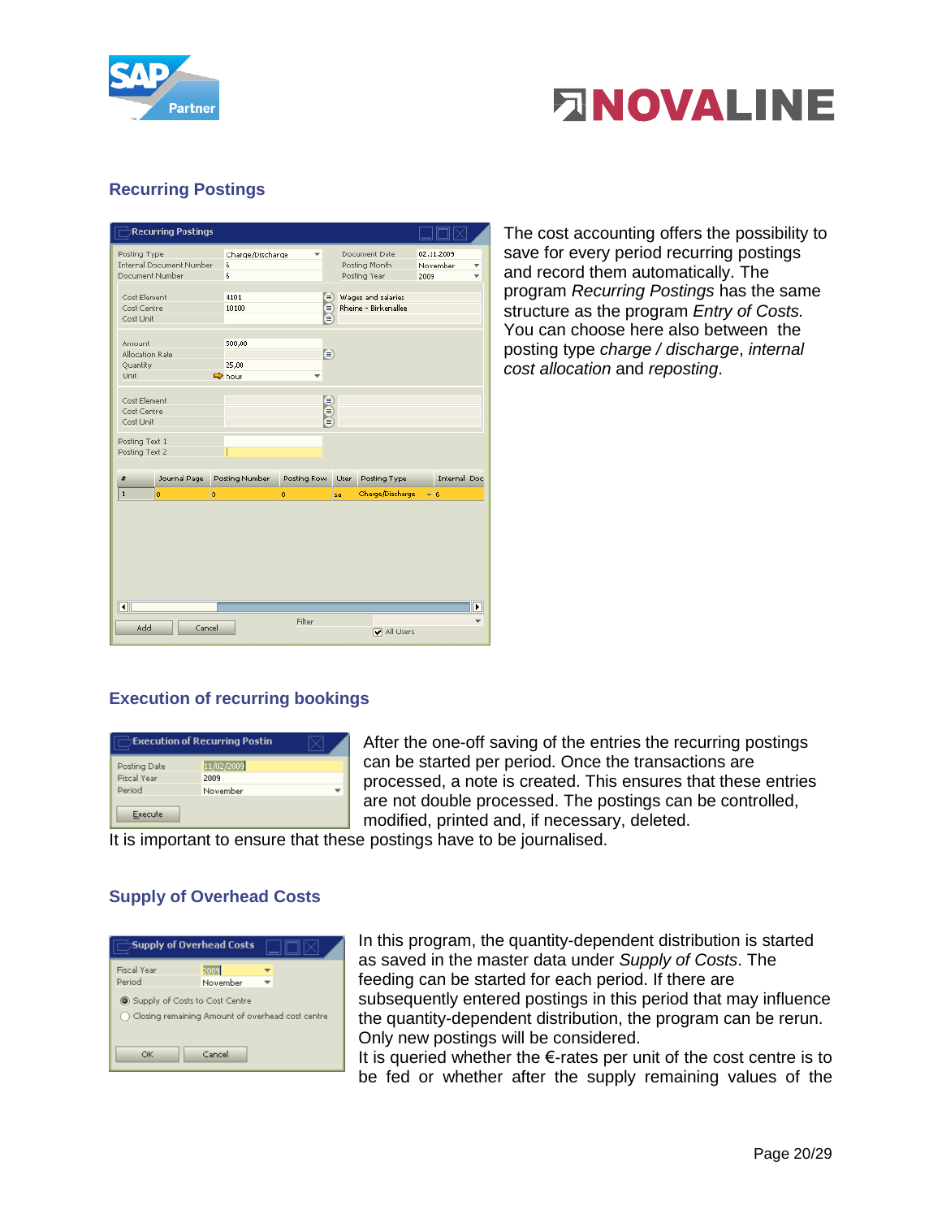## Recurring Postings

The cost accounting offers the possibility to save for every period recurring postings and record them automatically. The program *Recurring Postings* has the same structure as the program *Entry of Costs*. You can choose here also between the posting type *charge / discharge*, *internal cost allocation* and *reposting*.

## Execution of recurring bookings

After the one-off saving of the entries the recurring postings can be started per period. Once the transactions are processed, a note is created. This ensures that these entries are not double processed. The postings can be controlled, modified, printed and, if necessary, deleted.

It is important to ensure that these postings have to be journalised.

## Supply of Overhead Costs

In this program, the quantity-dependent distribution is started as saved in the master data under *Supply of Costs*. The feeding can be started for each period. If there are subsequently entered postings in this period that may influence the quantity-dependent distribution, the program can be rerun. Only new postings will be considered.

It is queried whether the €-rates per unit of the cost centre is to be fed or whether after the supply remaining values of the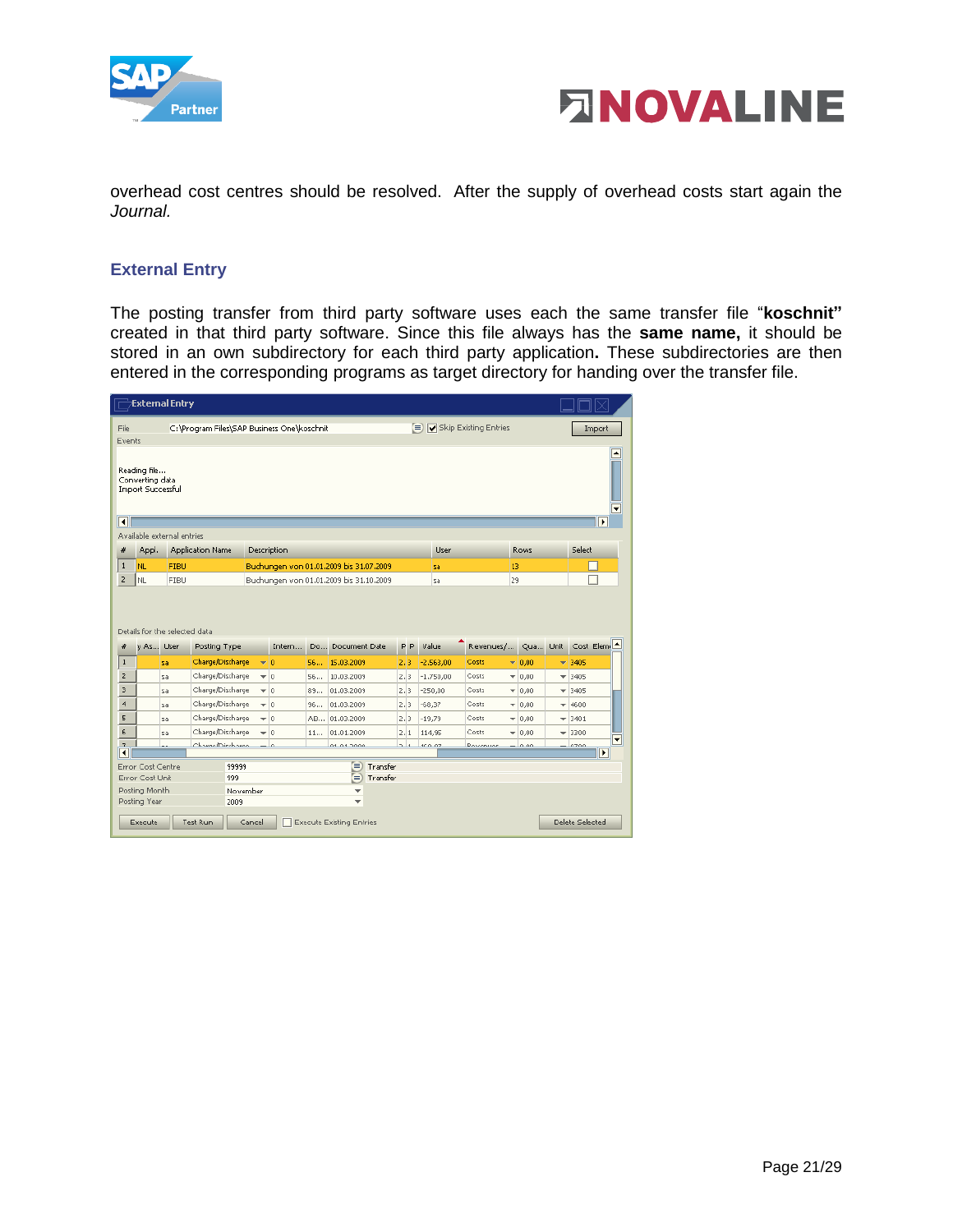overhead cost centres should be resolved. After the supply of overhead costs start again the *Journal*.

## External Entry

The posting transfer from third party software uses each the same transfer file "**koschnit"** created in that third party software. Since this file always has the **same name,** it should be stored in an own subdirectory for each third party application**.** These subdirectories are then entered in the corresponding programs as target directory for handing over the transfer file.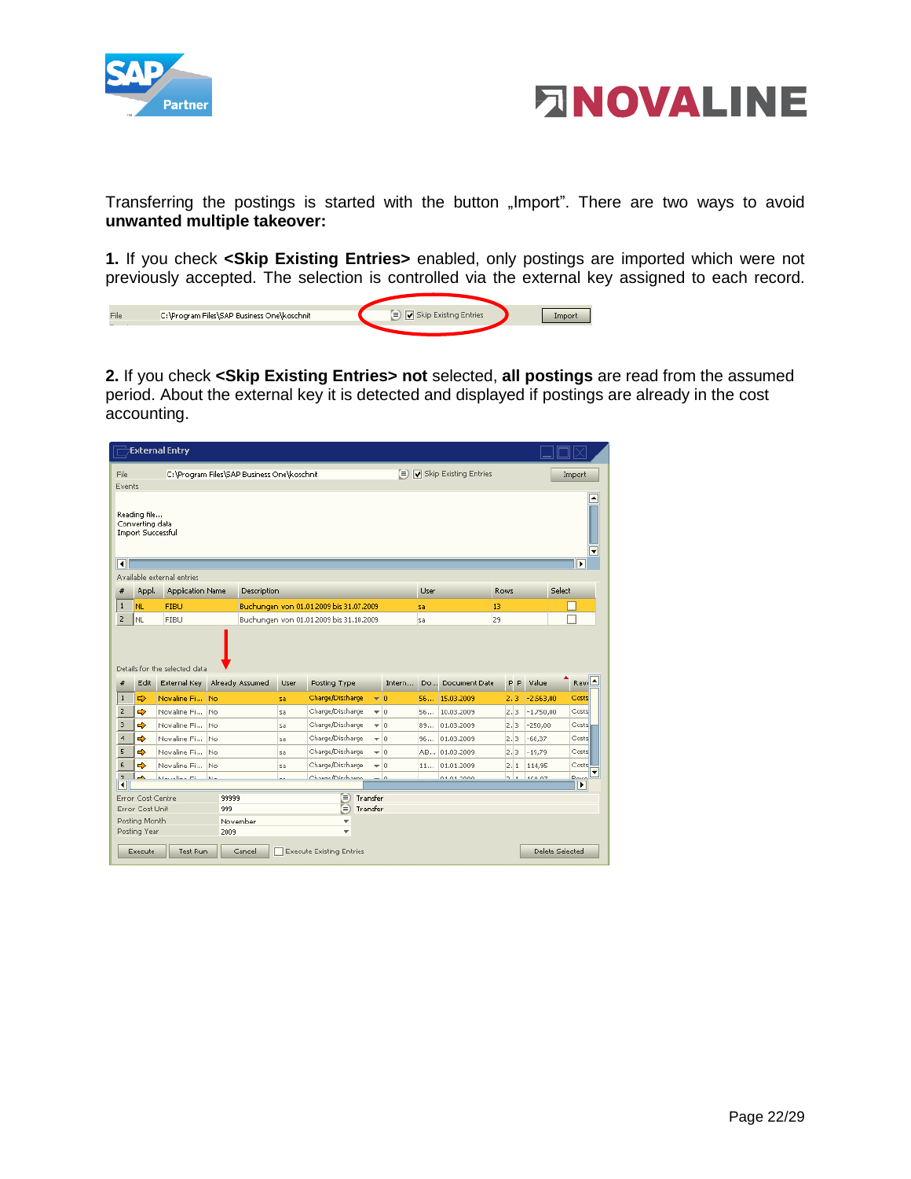Transferring the postings is started with the button „Import". There are two ways to avoid **unwanted multiple takeover:**

**1.** If you check **<Skip Existing Entries>** enabled, only postings are imported which were not previously accepted. The selection is controlled via the external key assigned to each record.

**2.** If you check **<Skip Existing Entries> not** selected, **all postings** are read from the assumed period. About the external key it is detected and displayed if postings are already in the cost accounting.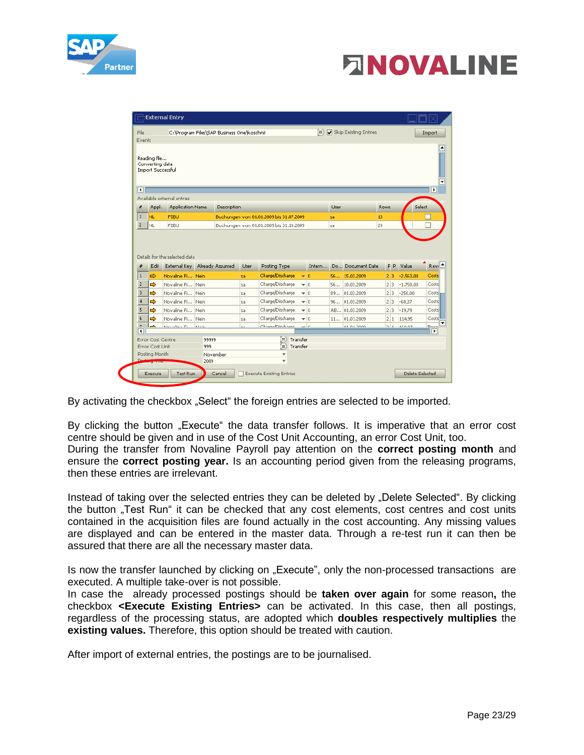By activating the checkbox „Select" the foreign entries are selected to be imported.

By clicking the button „Execute" the data transfer follows. It is imperative that an error cost centre should be given and in use of the Cost Unit Accounting, an error Cost Unit, too.
During the transfer from Novaline Payroll pay attention on the **correct posting month** and ensure the **correct posting year.** Is an accounting period given from the releasing programs, then these entries are irrelevant.

Instead of taking over the selected entries they can be deleted by „Delete Selected". By clicking the button „Test Run" it can be checked that any cost elements, cost centres and cost units contained in the acquisition files are found actually in the cost accounting. Any missing values are displayed and can be entered in the master data. Through a re-test run it can then be assured that there are all the necessary master data.

Is now the transfer launched by clicking on „Execute", only the non-processed transactions are executed. A multiple take-over is not possible.
In case the already processed postings should be **taken over again** for some reason**,** the checkbox **<Execute Existing Entries>** can be activated. In this case, then all postings, regardless of the processing status, are adopted which **doubles respectively multiplies** the **existing values.** Therefore, this option should be treated with caution.

After import of external entries, the postings are to be journalised.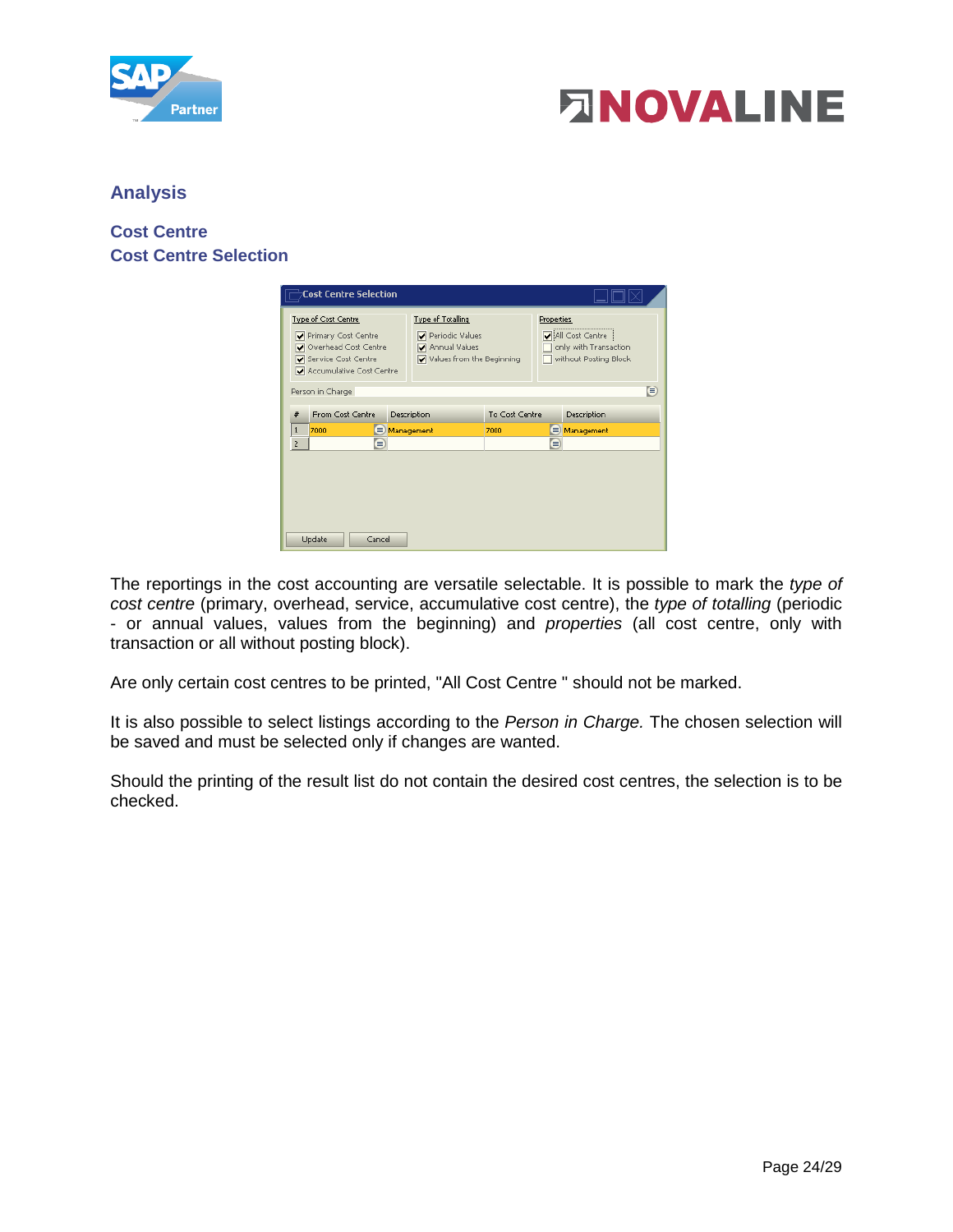## Analysis

### Cost Centre

### Cost Centre Selection

The reportings in the cost accounting are versatile selectable. It is possible to mark the *type of cost centre* (primary, overhead, service, accumulative cost centre), the *type of totalling* (periodic - or annual values, values from the beginning) and *properties* (all cost centre, only with transaction or all without posting block).

Are only certain cost centres to be printed, "All Cost Centre " should not be marked.

It is also possible to select listings according to the *Person in Charge.* The chosen selection will be saved and must be selected only if changes are wanted.

Should the printing of the result list do not contain the desired cost centres, the selection is to be checked.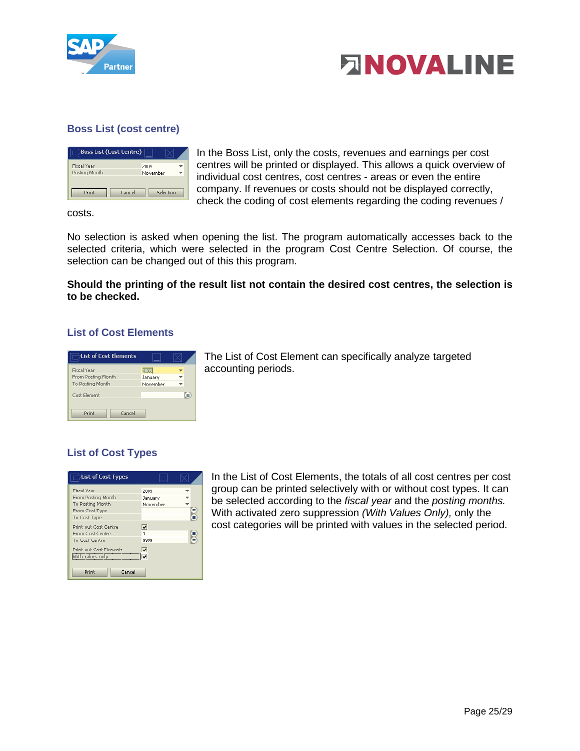## Boss List (cost centre)

In the Boss List, only the costs, revenues and earnings per cost centres will be printed or displayed. This allows a quick overview of individual cost centres, cost centres - areas or even the entire company. If revenues or costs should not be displayed correctly, check the coding of cost elements regarding the coding revenues / costs.

No selection is asked when opening the list. The program automatically accesses back to the selected criteria, which were selected in the program Cost Centre Selection. Of course, the selection can be changed out of this this program.

**Should the printing of the result list not contain the desired cost centres, the selection is to be checked.**

## List of Cost Elements

The List of Cost Element can specifically analyze targeted accounting periods.

## List of Cost Types

In the List of Cost Elements, the totals of all cost centres per cost group can be printed selectively with or without cost types. It can be selected according to the *fiscal year* and the *posting months.* With activated zero suppression *(With Values Only),* only the cost categories will be printed with values in the selected period.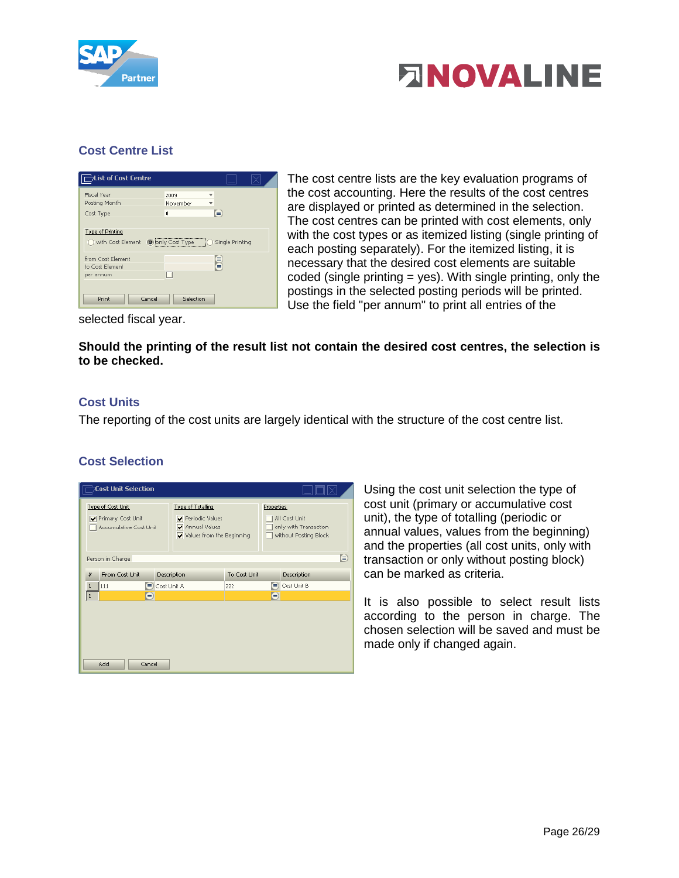## Cost Centre List

The cost centre lists are the key evaluation programs of the cost accounting. Here the results of the cost centres are displayed or printed as determined in the selection. The cost centres can be printed with cost elements, only with the cost types or as itemized listing (single printing of each posting separately). For the itemized listing, it is necessary that the desired cost elements are suitable coded (single printing = yes). With single printing, only the postings in the selected posting periods will be printed. Use the field "per annum" to print all entries of the selected fiscal year.

**Should the printing of the result list not contain the desired cost centres, the selection is to be checked.**

## Cost Units

The reporting of the cost units are largely identical with the structure of the cost centre list.

## Cost Selection

Using the cost unit selection the type of cost unit (primary or accumulative cost unit), the type of totalling (periodic or annual values, values from the beginning) and the properties (all cost units, only with transaction or only without posting block) can be marked as criteria.

It is also possible to select result lists according to the person in charge. The chosen selection will be saved and must be made only if changed again.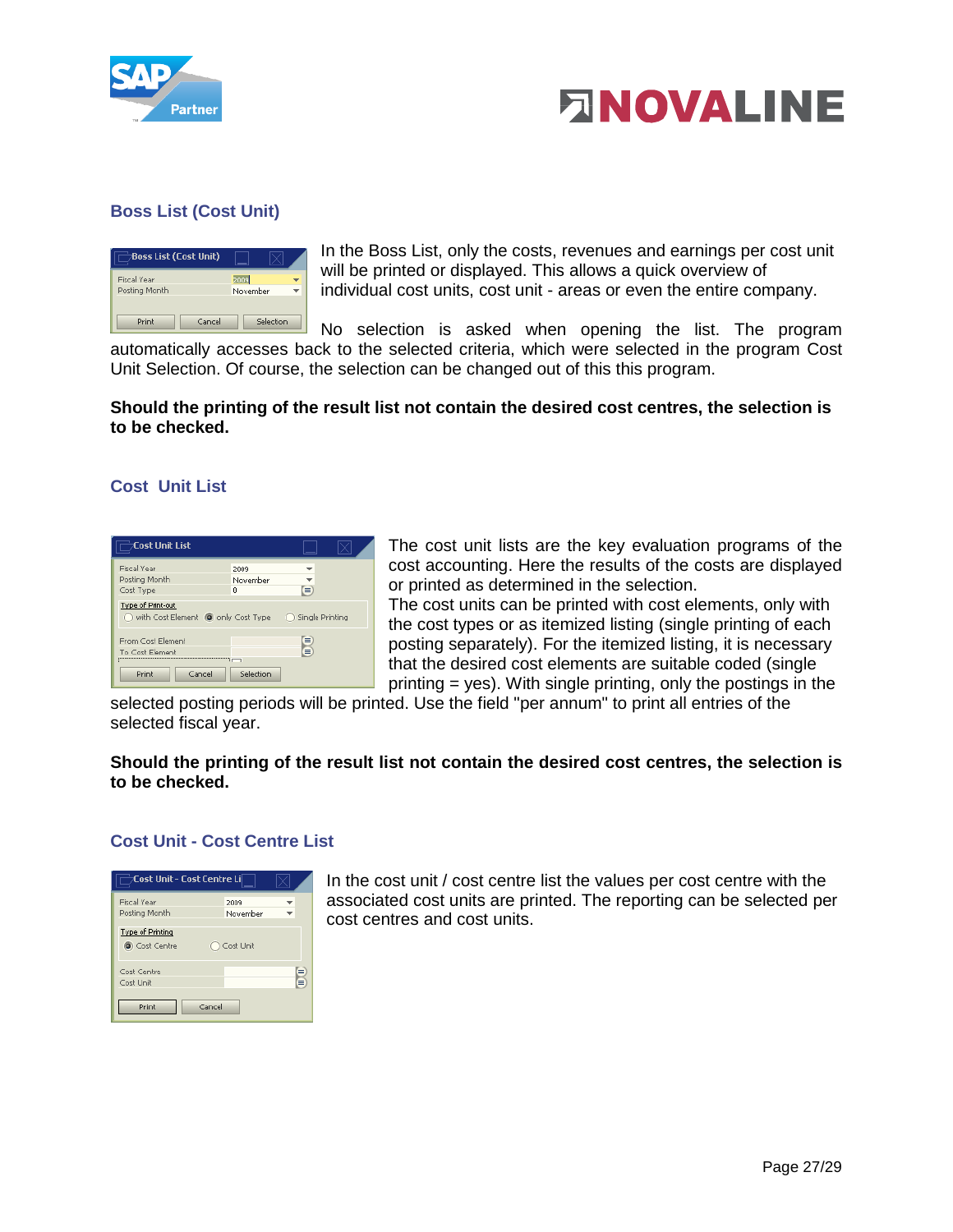## Boss List (Cost Unit)

In the Boss List, only the costs, revenues and earnings per cost unit will be printed or displayed. This allows a quick overview of individual cost units, cost unit - areas or even the entire company.

No selection is asked when opening the list. The program automatically accesses back to the selected criteria, which were selected in the program Cost Unit Selection. Of course, the selection can be changed out of this this program.

**Should the printing of the result list not contain the desired cost centres, the selection is to be checked.**

## Cost Unit List

The cost unit lists are the key evaluation programs of the cost accounting. Here the results of the costs are displayed or printed as determined in the selection.

The cost units can be printed with cost elements, only with the cost types or as itemized listing (single printing of each posting separately). For the itemized listing, it is necessary that the desired cost elements are suitable coded (single printing = yes). With single printing, only the postings in the selected posting periods will be printed. Use the field "per annum" to print all entries of the selected fiscal year.

**Should the printing of the result list not contain the desired cost centres, the selection is to be checked.**

## Cost Unit - Cost Centre List

In the cost unit / cost centre list the values per cost centre with the associated cost units are printed. The reporting can be selected per cost centres and cost units.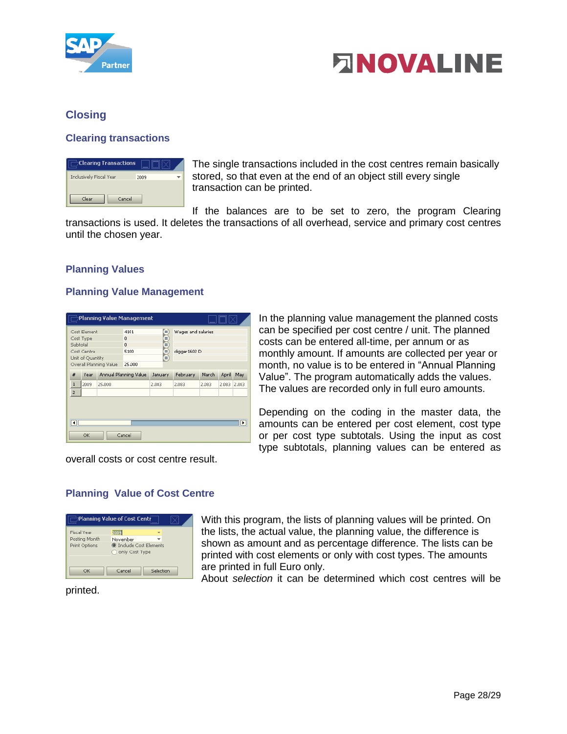## Closing

### Clearing transactions

The single transactions included in the cost centres remain basically stored, so that even at the end of an object still every single transaction can be printed.

If the balances are to be set to zero, the program Clearing transactions is used. It deletes the transactions of all overhead, service and primary cost centres until the chosen year.

## Planning Values

### Planning Value Management

In the planning value management the planned costs can be specified per cost centre / unit. The planned costs can be entered all-time, per annum or as monthly amount. If amounts are collected per year or month, no value is to be entered in "Annual Planning Value". The program automatically adds the values. The values are recorded only in full euro amounts.

Depending on the coding in the master data, the amounts can be entered per cost element, cost type or per cost type subtotals. Using the input as cost type subtotals, planning values can be entered as overall costs or cost centre result.

### Planning Value of Cost Centre

With this program, the lists of planning values will be printed. On the lists, the actual value, the planning value, the difference is shown as amount and as percentage difference. The lists can be printed with cost elements or only with cost types. The amounts are printed in full Euro only.

About *selection* it can be determined which cost centres will be printed.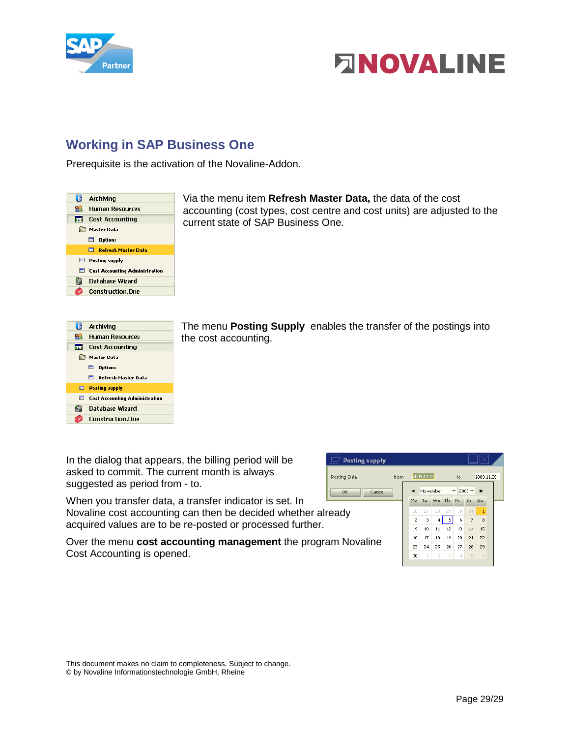## Working in SAP Business One

Prerequisite is the activation of the Novaline-Addon.

Via the menu item **Refresh Master Data,** the data of the cost accounting (cost types, cost centre and cost units) are adjusted to the current state of SAP Business One.

The menu **Posting Supply** enables the transfer of the postings into the cost accounting.

In the dialog that appears, the billing period will be asked to commit. The current month is always suggested as period from - to.

When you transfer data, a transfer indicator is set. In Novaline cost accounting can then be decided whether already acquired values are to be re-posted or processed further.

Over the menu **cost accounting management** the program Novaline Cost Accounting is opened.

This document makes no claim to completeness. Subject to change.
© by Novaline Informationstechnologie GmbH, Rheine